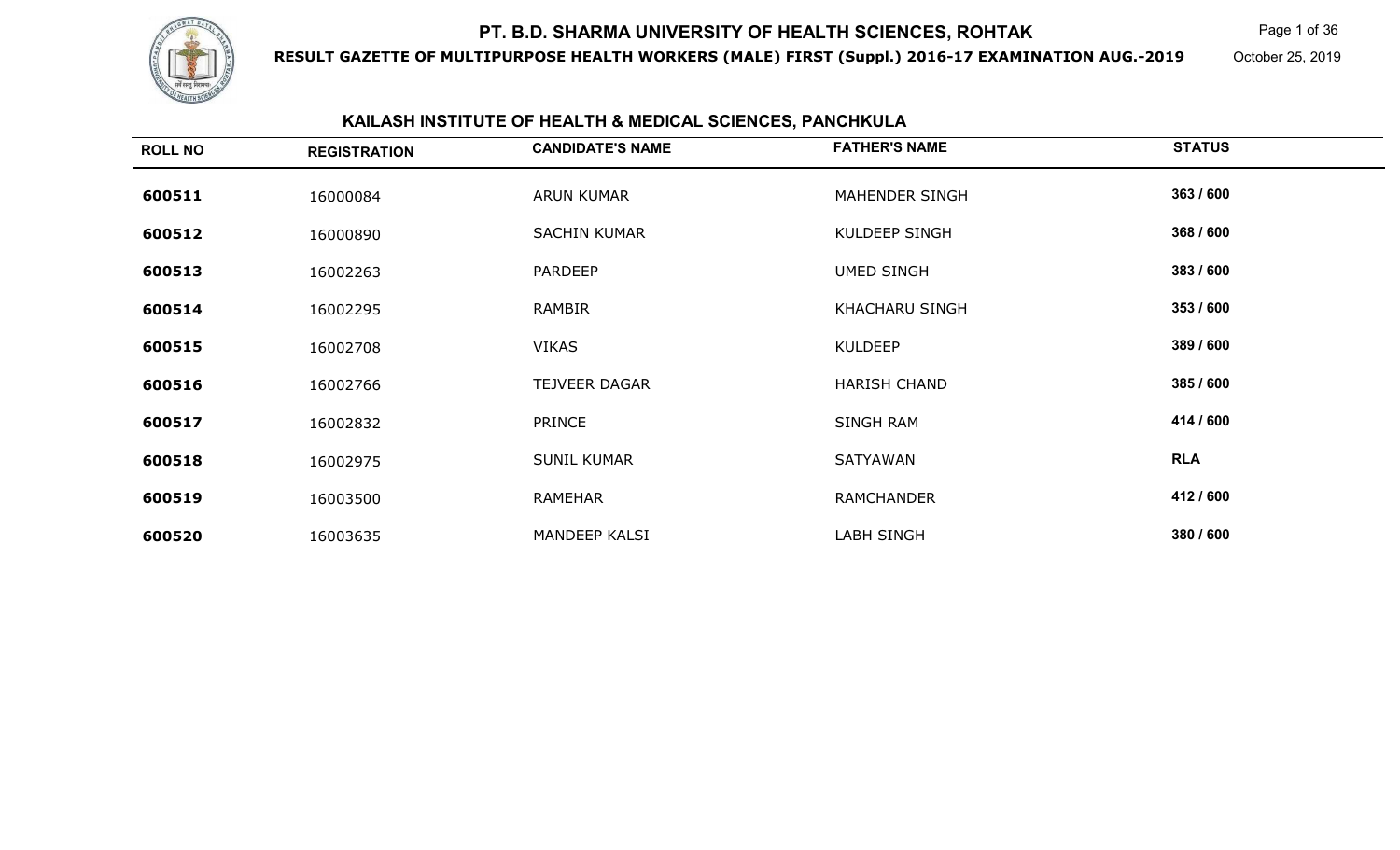# PT. B.D. SHARMA UNIVERSITY OF HEALTH SCIENCES, ROHTAK

**RESULT GAZETTE OF MULTIPURPOSE HEALTH WORKERS (MALE) FIRST (Suppl.) 2016-17 EXAMINATION AUG.-2019**

October 25, 2019

## KAILASH INSTITUTE OF HEALTH & MEDICAL SCIENCES, PANCHKULA

| ROLL NO | REGISTRATION | CANDIDATE'S NAME | FATHER'S NAME | STATUS |
|---|---|---|---|---|
| **600511** | 16000084 | ARUN KUMAR | MAHENDER SINGH | **363 / 600** |
| **600512** | 16000890 | SACHIN KUMAR | KULDEEP SINGH | **368 / 600** |
| **600513** | 16002263 | PARDEEP | UMED SINGH | **383 / 600** |
| **600514** | 16002295 | RAMBIR | KHACHARU SINGH | **353 / 600** |
| **600515** | 16002708 | VIKAS | KULDEEP | **389 / 600** |
| **600516** | 16002766 | TEJVEER DAGAR | HARISH CHAND | **385 / 600** |
| **600517** | 16002832 | PRINCE | SINGH RAM | **414 / 600** |
| **600518** | 16002975 | SUNIL KUMAR | SATYAWAN | **RLA** |
| **600519** | 16003500 | RAMEHAR | RAMCHANDER | **412 / 600** |
| **600520** | 16003635 | MANDEEP KALSI | LABH SINGH | **380 / 600** |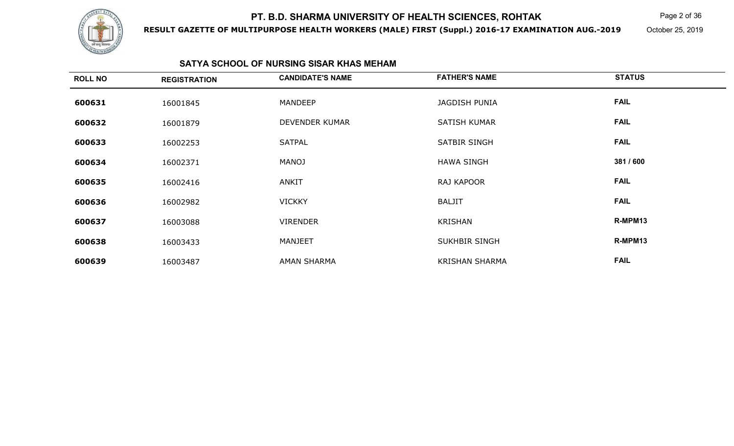# PT. B.D. SHARMA UNIVERSITY OF HEALTH SCIENCES, ROHTAK

**RESULT GAZETTE OF MULTIPURPOSE HEALTH WORKERS (MALE) FIRST (Suppl.) 2016-17 EXAMINATION AUG.-2019**

October 25, 2019

## SATYA SCHOOL OF NURSING SISAR KHAS MEHAM

| ROLL NO | REGISTRATION | CANDIDATE'S NAME | FATHER'S NAME | STATUS |
|---|---|---|---|---|
| 600631 | 16001845 | MANDEEP | JAGDISH PUNIA | FAIL |
| 600632 | 16001879 | DEVENDER KUMAR | SATISH KUMAR | FAIL |
| 600633 | 16002253 | SATPAL | SATBIR SINGH | FAIL |
| 600634 | 16002371 | MANOJ | HAWA SINGH | 381 / 600 |
| 600635 | 16002416 | ANKIT | RAJ KAPOOR | FAIL |
| 600636 | 16002982 | VICKKY | BALJIT | FAIL |
| 600637 | 16003088 | VIRENDER | KRISHAN | R-MPM13 |
| 600638 | 16003433 | MANJEET | SUKHBIR SINGH | R-MPM13 |
| 600639 | 16003487 | AMAN SHARMA | KRISHAN SHARMA | FAIL |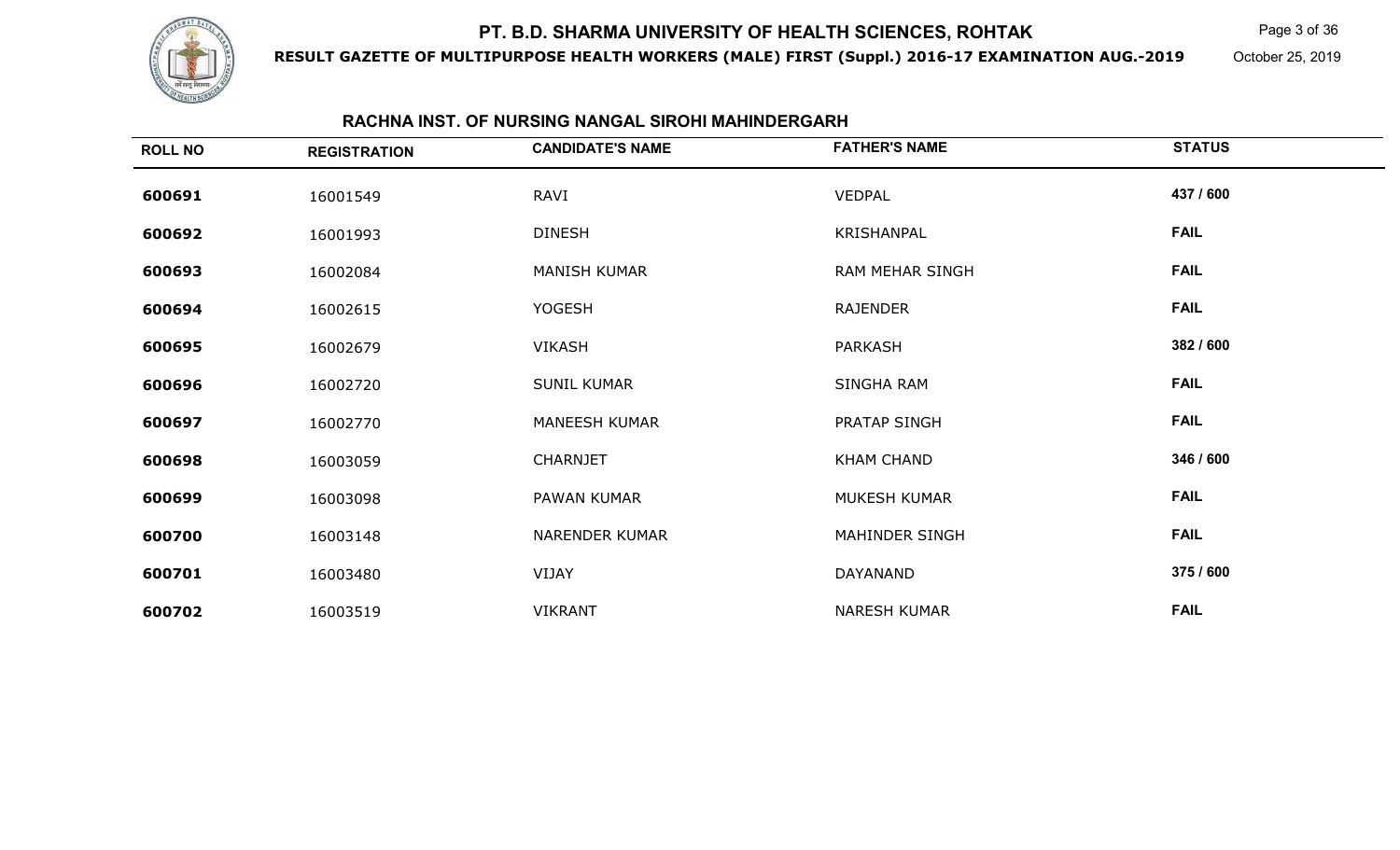## RACHNA INST. OF NURSING NANGAL SIROHI MAHINDERGARH

| ROLL NO | REGISTRATION | CANDIDATE'S NAME | FATHER'S NAME | STATUS |
|---|---|---|---|---|
| 600691 | 16001549 | RAVI | VEDPAL | 437 / 600 |
| 600692 | 16001993 | DINESH | KRISHANPAL | FAIL |
| 600693 | 16002084 | MANISH KUMAR | RAM MEHAR SINGH | FAIL |
| 600694 | 16002615 | YOGESH | RAJENDER | FAIL |
| 600695 | 16002679 | VIKASH | PARKASH | 382 / 600 |
| 600696 | 16002720 | SUNIL KUMAR | SINGHA RAM | FAIL |
| 600697 | 16002770 | MANEESH KUMAR | PRATAP SINGH | FAIL |
| 600698 | 16003059 | CHARNJET | KHAM CHAND | 346 / 600 |
| 600699 | 16003098 | PAWAN KUMAR | MUKESH KUMAR | FAIL |
| 600700 | 16003148 | NARENDER KUMAR | MAHINDER SINGH | FAIL |
| 600701 | 16003480 | VIJAY | DAYANAND | 375 / 600 |
| 600702 | 16003519 | VIKRANT | NARESH KUMAR | FAIL |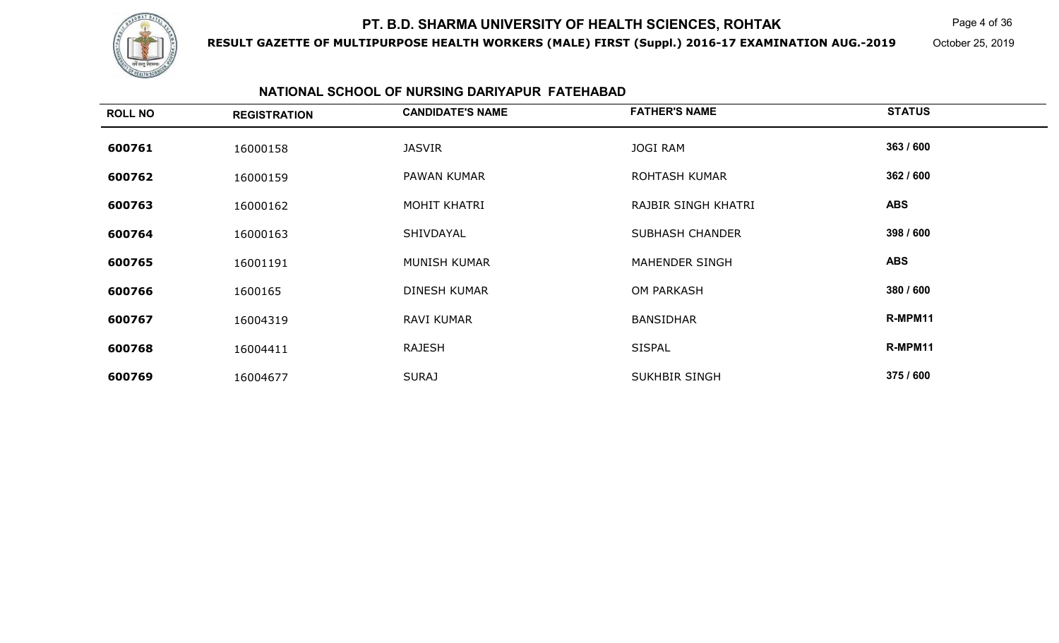# PT. B.D. SHARMA UNIVERSITY OF HEALTH SCIENCES, ROHTAK

**RESULT GAZETTE OF MULTIPURPOSE HEALTH WORKERS (MALE) FIRST (Suppl.) 2016-17 EXAMINATION AUG.-2019**

October 25, 2019

## NATIONAL SCHOOL OF NURSING DARIYAPUR FATEHABAD

| ROLL NO | REGISTRATION | CANDIDATE'S NAME | FATHER'S NAME | STATUS |
|---|---|---|---|---|
| 600761 | 16000158 | JASVIR | JOGI RAM | 363 / 600 |
| 600762 | 16000159 | PAWAN KUMAR | ROHTASH KUMAR | 362 / 600 |
| 600763 | 16000162 | MOHIT KHATRI | RAJBIR SINGH KHATRI | ABS |
| 600764 | 16000163 | SHIVDAYAL | SUBHASH CHANDER | 398 / 600 |
| 600765 | 16001191 | MUNISH KUMAR | MAHENDER SINGH | ABS |
| 600766 | 1600165 | DINESH KUMAR | OM PARKASH | 380 / 600 |
| 600767 | 16004319 | RAVI KUMAR | BANSIDHAR | R-MPM11 |
| 600768 | 16004411 | RAJESH | SISPAL | R-MPM11 |
| 600769 | 16004677 | SURAJ | SUKHBIR SINGH | 375 / 600 |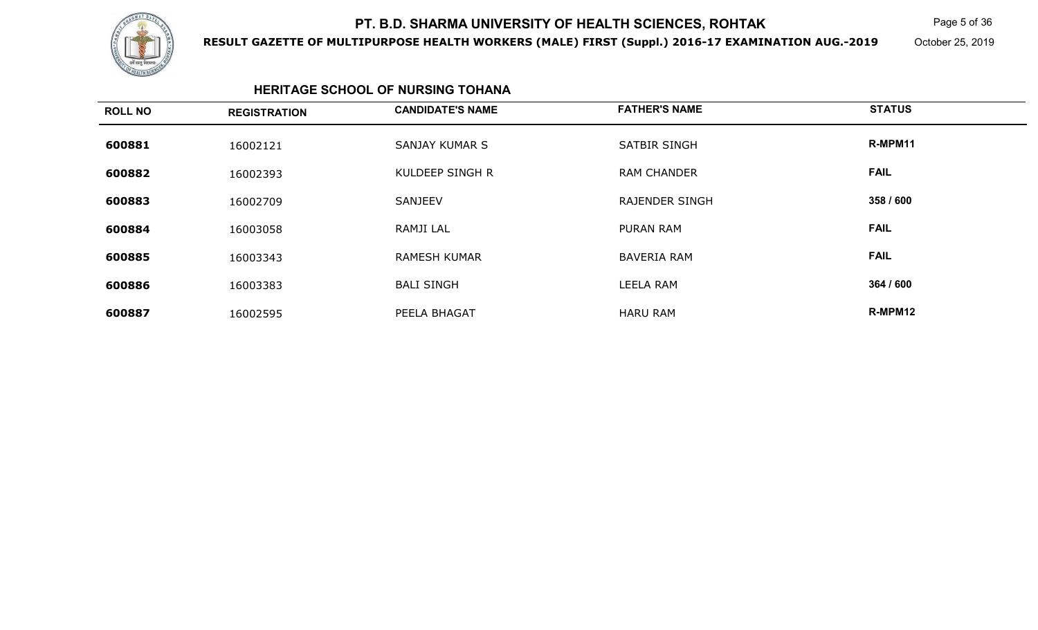## HERITAGE SCHOOL OF NURSING TOHANA

| ROLL NO | REGISTRATION | CANDIDATE'S NAME | FATHER'S NAME | STATUS |
|---|---|---|---|---|
| 600881 | 16002121 | SANJAY KUMAR S | SATBIR SINGH | R-MPM11 |
| 600882 | 16002393 | KULDEEP SINGH R | RAM CHANDER | FAIL |
| 600883 | 16002709 | SANJEEV | RAJENDER SINGH | 358 / 600 |
| 600884 | 16003058 | RAMJI LAL | PURAN RAM | FAIL |
| 600885 | 16003343 | RAMESH KUMAR | BAVERIA RAM | FAIL |
| 600886 | 16003383 | BALI SINGH | LEELA RAM | 364 / 600 |
| 600887 | 16002595 | PEELA BHAGAT | HARU RAM | R-MPM12 |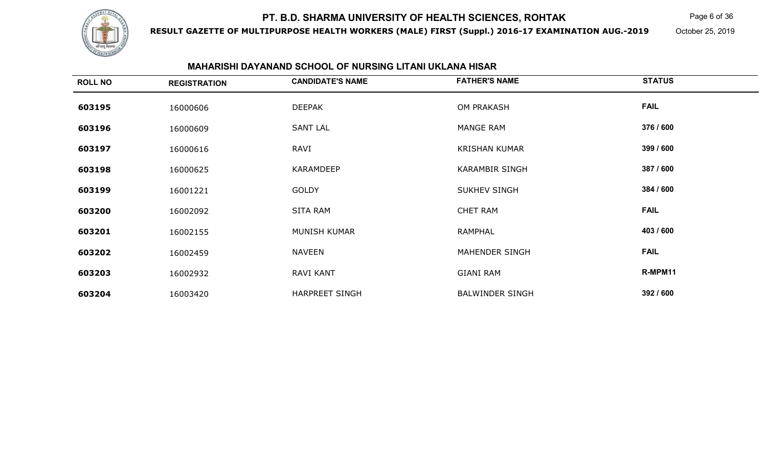## MAHARISHI DAYANAND SCHOOL OF NURSING LITANI UKLANA HISAR

| ROLL NO | REGISTRATION | CANDIDATE'S NAME | FATHER'S NAME | STATUS |
|---|---|---|---|---|
| 603195 | 16000606 | DEEPAK | OM PRAKASH | FAIL |
| 603196 | 16000609 | SANT LAL | MANGE RAM | 376 / 600 |
| 603197 | 16000616 | RAVI | KRISHAN KUMAR | 399 / 600 |
| 603198 | 16000625 | KARAMDEEP | KARAMBIR SINGH | 387 / 600 |
| 603199 | 16001221 | GOLDY | SUKHEV SINGH | 384 / 600 |
| 603200 | 16002092 | SITA RAM | CHET RAM | FAIL |
| 603201 | 16002155 | MUNISH KUMAR | RAMPHAL | 403 / 600 |
| 603202 | 16002459 | NAVEEN | MAHENDER SINGH | FAIL |
| 603203 | 16002932 | RAVI KANT | GIANI RAM | R-MPM11 |
| 603204 | 16003420 | HARPREET SINGH | BALWINDER SINGH | 392 / 600 |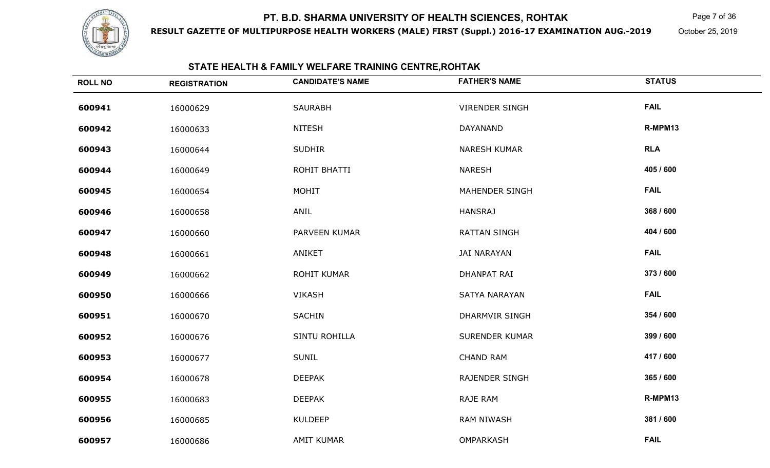# PT. B.D. SHARMA UNIVERSITY OF HEALTH SCIENCES, ROHTAK

**RESULT GAZETTE OF MULTIPURPOSE HEALTH WORKERS (MALE) FIRST (Suppl.) 2016-17 EXAMINATION AUG.-2019**

October 25, 2019

## STATE HEALTH & FAMILY WELFARE TRAINING CENTRE,ROHTAK

| ROLL NO | REGISTRATION | CANDIDATE'S NAME | FATHER'S NAME | STATUS |
|---|---|---|---|---|
| 600941 | 16000629 | SAURABH | VIRENDER SINGH | FAIL |
| 600942 | 16000633 | NITESH | DAYANAND | R-MPM13 |
| 600943 | 16000644 | SUDHIR | NARESH KUMAR | RLA |
| 600944 | 16000649 | ROHIT BHATTI | NARESH | 405 / 600 |
| 600945 | 16000654 | MOHIT | MAHENDER SINGH | FAIL |
| 600946 | 16000658 | ANIL | HANSRAJ | 368 / 600 |
| 600947 | 16000660 | PARVEEN KUMAR | RATTAN SINGH | 404 / 600 |
| 600948 | 16000661 | ANIKET | JAI NARAYAN | FAIL |
| 600949 | 16000662 | ROHIT KUMAR | DHANPAT RAI | 373 / 600 |
| 600950 | 16000666 | VIKASH | SATYA NARAYAN | FAIL |
| 600951 | 16000670 | SACHIN | DHARMVIR SINGH | 354 / 600 |
| 600952 | 16000676 | SINTU ROHILLA | SURENDER KUMAR | 399 / 600 |
| 600953 | 16000677 | SUNIL | CHAND RAM | 417 / 600 |
| 600954 | 16000678 | DEEPAK | RAJENDER SINGH | 365 / 600 |
| 600955 | 16000683 | DEEPAK | RAJE RAM | R-MPM13 |
| 600956 | 16000685 | KULDEEP | RAM NIWASH | 381 / 600 |
| 600957 | 16000686 | AMIT KUMAR | OMPARKASH | FAIL |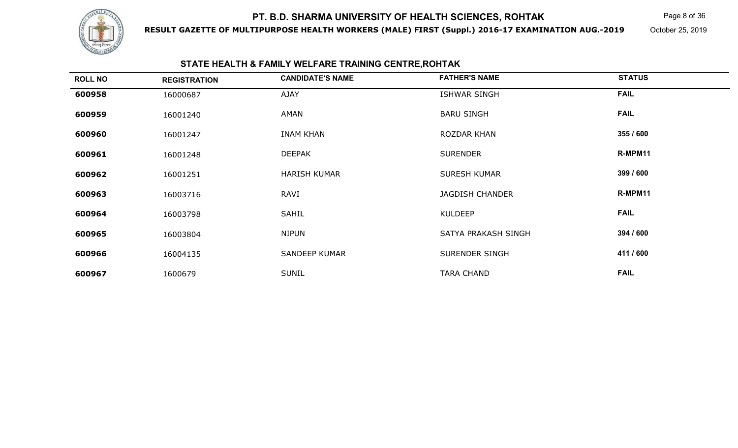# PT. B.D. SHARMA UNIVERSITY OF HEALTH SCIENCES, ROHTAK

**RESULT GAZETTE OF MULTIPURPOSE HEALTH WORKERS (MALE) FIRST (Suppl.) 2016-17 EXAMINATION AUG.-2019**

October 25, 2019

## STATE HEALTH & FAMILY WELFARE TRAINING CENTRE,ROHTAK

| ROLL NO | REGISTRATION | CANDIDATE'S NAME | FATHER'S NAME | STATUS |
|---|---|---|---|---|
| 600958 | 16000687 | AJAY | ISHWAR SINGH | FAIL |
| 600959 | 16001240 | AMAN | BARU SINGH | FAIL |
| 600960 | 16001247 | INAM KHAN | ROZDAR KHAN | 355 / 600 |
| 600961 | 16001248 | DEEPAK | SURENDER | R-MPM11 |
| 600962 | 16001251 | HARISH KUMAR | SURESH KUMAR | 399 / 600 |
| 600963 | 16003716 | RAVI | JAGDISH CHANDER | R-MPM11 |
| 600964 | 16003798 | SAHIL | KULDEEP | FAIL |
| 600965 | 16003804 | NIPUN | SATYA PRAKASH SINGH | 394 / 600 |
| 600966 | 16004135 | SANDEEP KUMAR | SURENDER SINGH | 411 / 600 |
| 600967 | 1600679 | SUNIL | TARA CHAND | FAIL |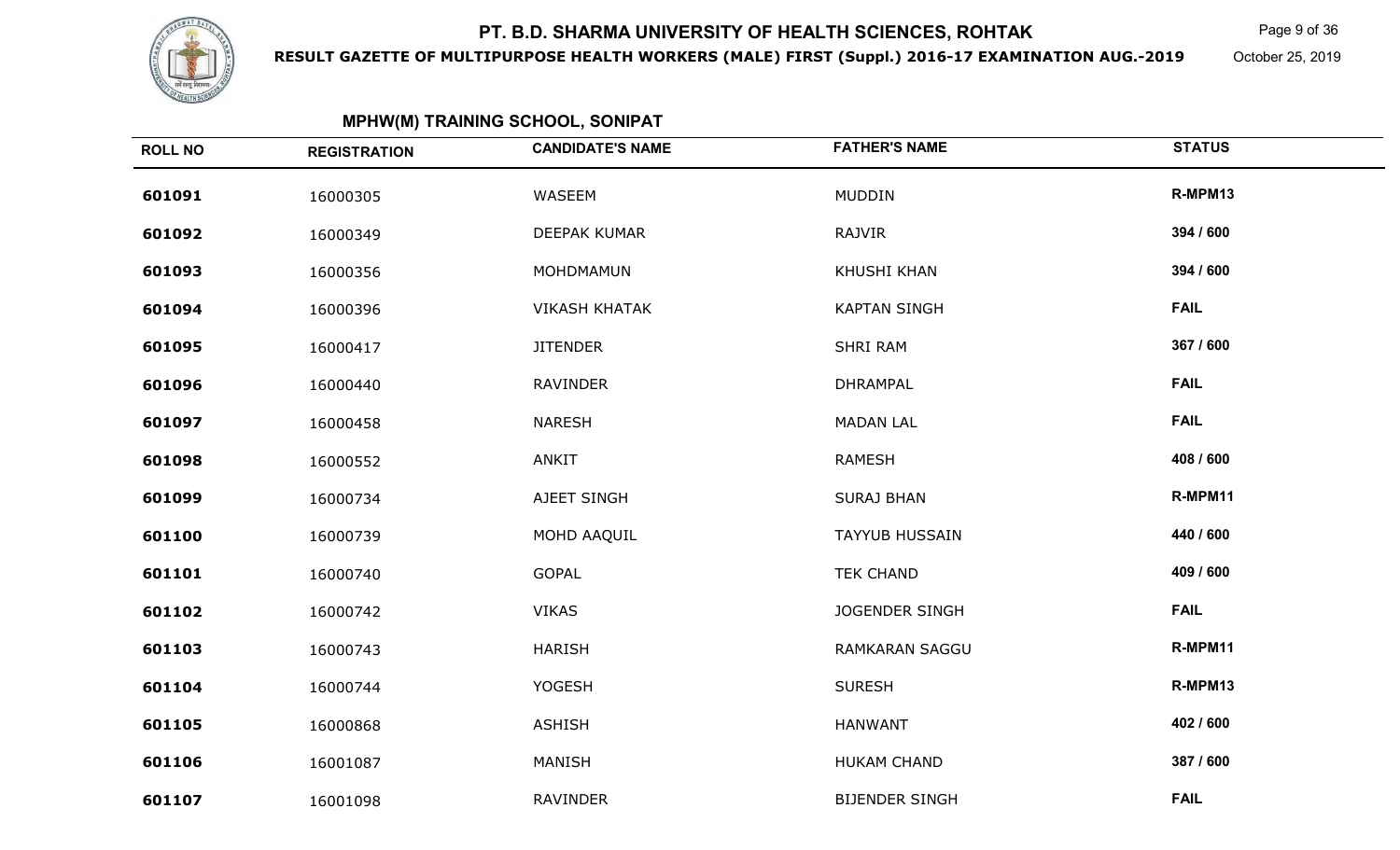# PT. B.D. SHARMA UNIVERSITY OF HEALTH SCIENCES, ROHTAK

**RESULT GAZETTE OF MULTIPURPOSE HEALTH WORKERS (MALE) FIRST (Suppl.) 2016-17 EXAMINATION AUG.-2019**

October 25, 2019

## MPHW(M) TRAINING SCHOOL, SONIPAT

| ROLL NO | REGISTRATION | CANDIDATE'S NAME | FATHER'S NAME | STATUS |
|---|---|---|---|---|
| 601091 | 16000305 | WASEEM | MUDDIN | R-MPM13 |
| 601092 | 16000349 | DEEPAK KUMAR | RAJVIR | 394 / 600 |
| 601093 | 16000356 | MOHDMAMUN | KHUSHI KHAN | 394 / 600 |
| 601094 | 16000396 | VIKASH KHATAK | KAPTAN SINGH | FAIL |
| 601095 | 16000417 | JITENDER | SHRI RAM | 367 / 600 |
| 601096 | 16000440 | RAVINDER | DHRAMPAL | FAIL |
| 601097 | 16000458 | NARESH | MADAN LAL | FAIL |
| 601098 | 16000552 | ANKIT | RAMESH | 408 / 600 |
| 601099 | 16000734 | AJEET SINGH | SURAJ BHAN | R-MPM11 |
| 601100 | 16000739 | MOHD AAQUIL | TAYYUB HUSSAIN | 440 / 600 |
| 601101 | 16000740 | GOPAL | TEK CHAND | 409 / 600 |
| 601102 | 16000742 | VIKAS | JOGENDER SINGH | FAIL |
| 601103 | 16000743 | HARISH | RAMKARAN SAGGU | R-MPM11 |
| 601104 | 16000744 | YOGESH | SURESH | R-MPM13 |
| 601105 | 16000868 | ASHISH | HANWANT | 402 / 600 |
| 601106 | 16001087 | MANISH | HUKAM CHAND | 387 / 600 |
| 601107 | 16001098 | RAVINDER | BIJENDER SINGH | FAIL |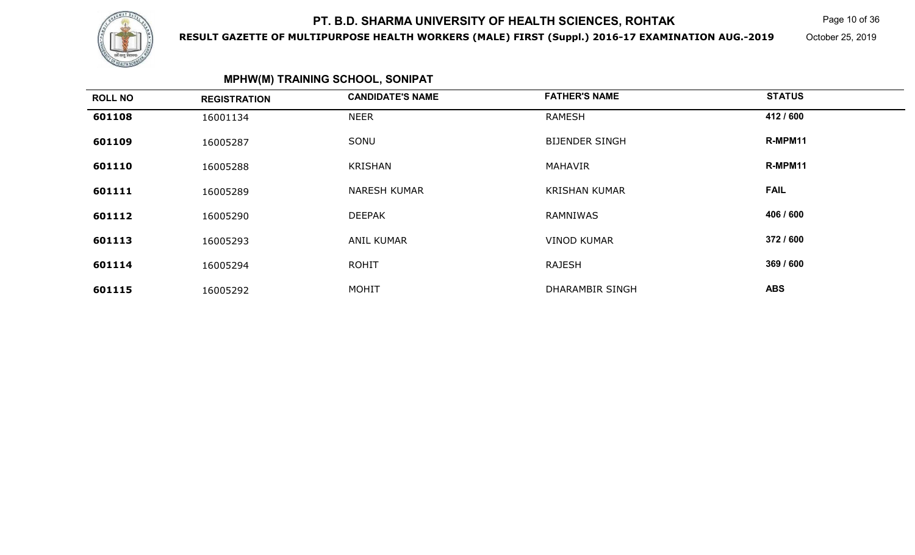# PT. B.D. SHARMA UNIVERSITY OF HEALTH SCIENCES, ROHTAK

**RESULT GAZETTE OF MULTIPURPOSE HEALTH WORKERS (MALE) FIRST (Suppl.) 2016-17 EXAMINATION AUG.-2019**

October 25, 2019

## MPHW(M) TRAINING SCHOOL, SONIPAT

| ROLL NO | REGISTRATION | CANDIDATE'S NAME | FATHER'S NAME | STATUS |
|---|---|---|---|---|
| **601108** | 16001134 | NEER | RAMESH | **412 / 600** |
| **601109** | 16005287 | SONU | BIJENDER SINGH | **R-MPM11** |
| **601110** | 16005288 | KRISHAN | MAHAVIR | **R-MPM11** |
| **601111** | 16005289 | NARESH KUMAR | KRISHAN KUMAR | **FAIL** |
| **601112** | 16005290 | DEEPAK | RAMNIWAS | **406 / 600** |
| **601113** | 16005293 | ANIL KUMAR | VINOD KUMAR | **372 / 600** |
| **601114** | 16005294 | ROHIT | RAJESH | **369 / 600** |
| **601115** | 16005292 | MOHIT | DHARAMBIR SINGH | **ABS** |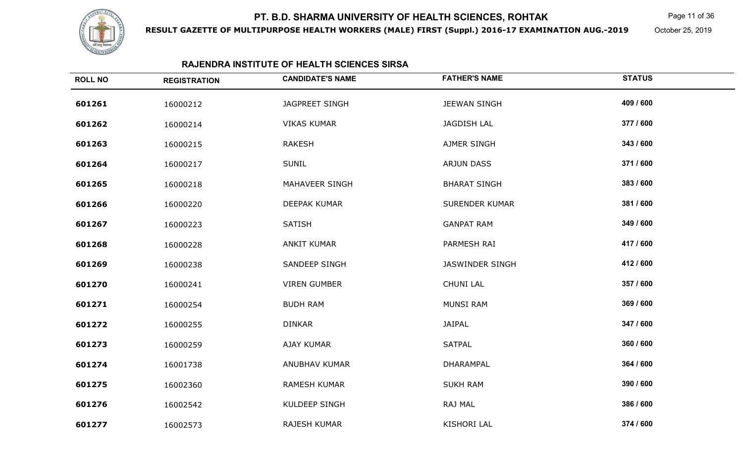# PT. B.D. SHARMA UNIVERSITY OF HEALTH SCIENCES, ROHTAK

**RESULT GAZETTE OF MULTIPURPOSE HEALTH WORKERS (MALE) FIRST (Suppl.) 2016-17 EXAMINATION AUG.-2019**

October 25, 2019

## RAJENDRA INSTITUTE OF HEALTH SCIENCES SIRSA

| ROLL NO | REGISTRATION | CANDIDATE'S NAME | FATHER'S NAME | STATUS |
|---|---|---|---|---|
| **601261** | 16000212 | JAGPREET SINGH | JEEWAN SINGH | **409 / 600** |
| **601262** | 16000214 | VIKAS KUMAR | JAGDISH LAL | **377 / 600** |
| **601263** | 16000215 | RAKESH | AJMER SINGH | **343 / 600** |
| **601264** | 16000217 | SUNIL | ARJUN DASS | **371 / 600** |
| **601265** | 16000218 | MAHAVEER SINGH | BHARAT SINGH | **383 / 600** |
| **601266** | 16000220 | DEEPAK KUMAR | SURENDER KUMAR | **381 / 600** |
| **601267** | 16000223 | SATISH | GANPAT RAM | **349 / 600** |
| **601268** | 16000228 | ANKIT KUMAR | PARMESH RAI | **417 / 600** |
| **601269** | 16000238 | SANDEEP SINGH | JASWINDER SINGH | **412 / 600** |
| **601270** | 16000241 | VIREN GUMBER | CHUNI LAL | **357 / 600** |
| **601271** | 16000254 | BUDH RAM | MUNSI RAM | **369 / 600** |
| **601272** | 16000255 | DINKAR | JAIPAL | **347 / 600** |
| **601273** | 16000259 | AJAY KUMAR | SATPAL | **360 / 600** |
| **601274** | 16001738 | ANUBHAV KUMAR | DHARAMPAL | **364 / 600** |
| **601275** | 16002360 | RAMESH KUMAR | SUKH RAM | **390 / 600** |
| **601276** | 16002542 | KULDEEP SINGH | RAJ MAL | **386 / 600** |
| **601277** | 16002573 | RAJESH KUMAR | KISHORI LAL | **374 / 600** |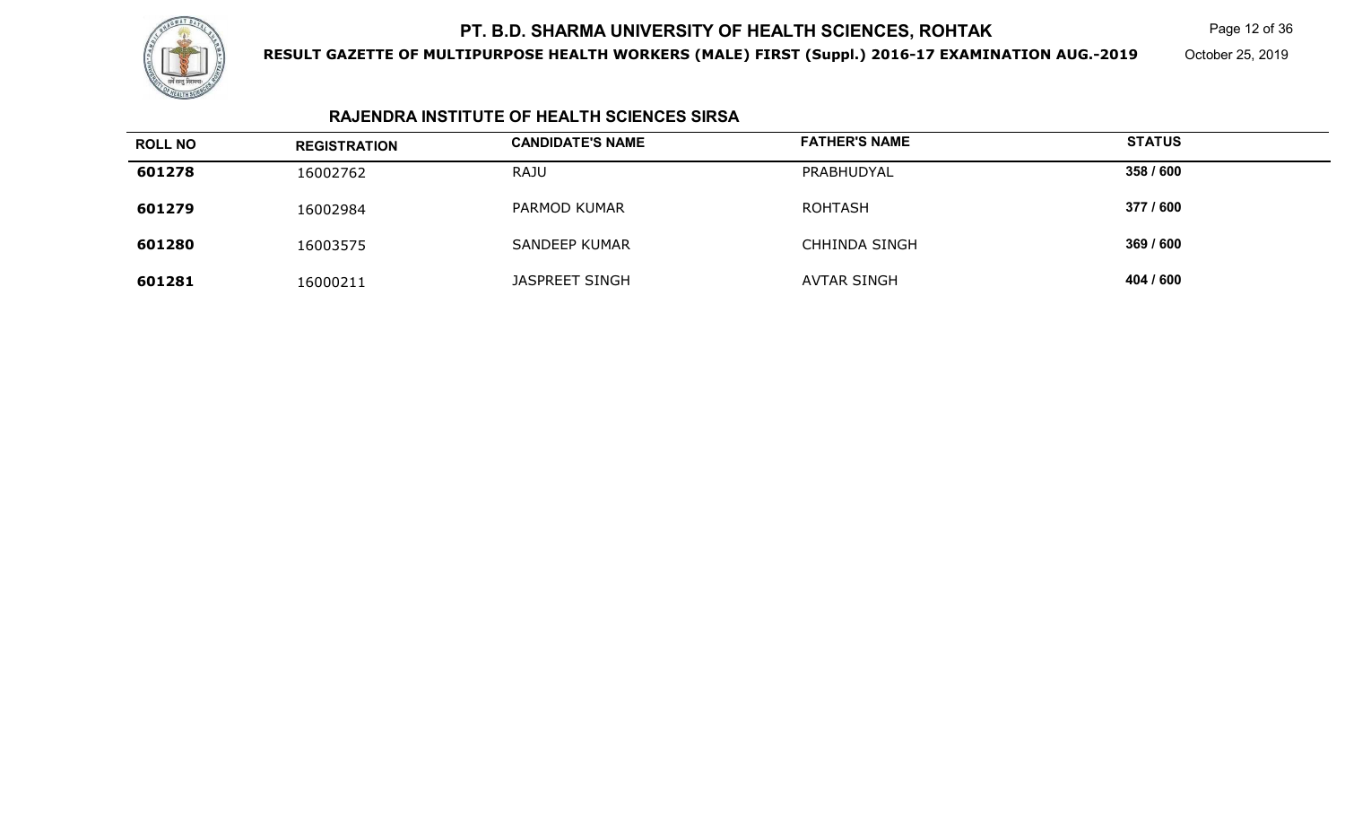## RAJENDRA INSTITUTE OF HEALTH SCIENCES SIRSA

| ROLL NO | REGISTRATION | CANDIDATE'S NAME | FATHER'S NAME | STATUS |
|---|---|---|---|---|
| **601278** | 16002762 | RAJU | PRABHUDYAL | **358 / 600** |
| **601279** | 16002984 | PARMOD KUMAR | ROHTASH | **377 / 600** |
| **601280** | 16003575 | SANDEEP KUMAR | CHHINDA SINGH | **369 / 600** |
| **601281** | 16000211 | JASPREET SINGH | AVTAR SINGH | **404 / 600** |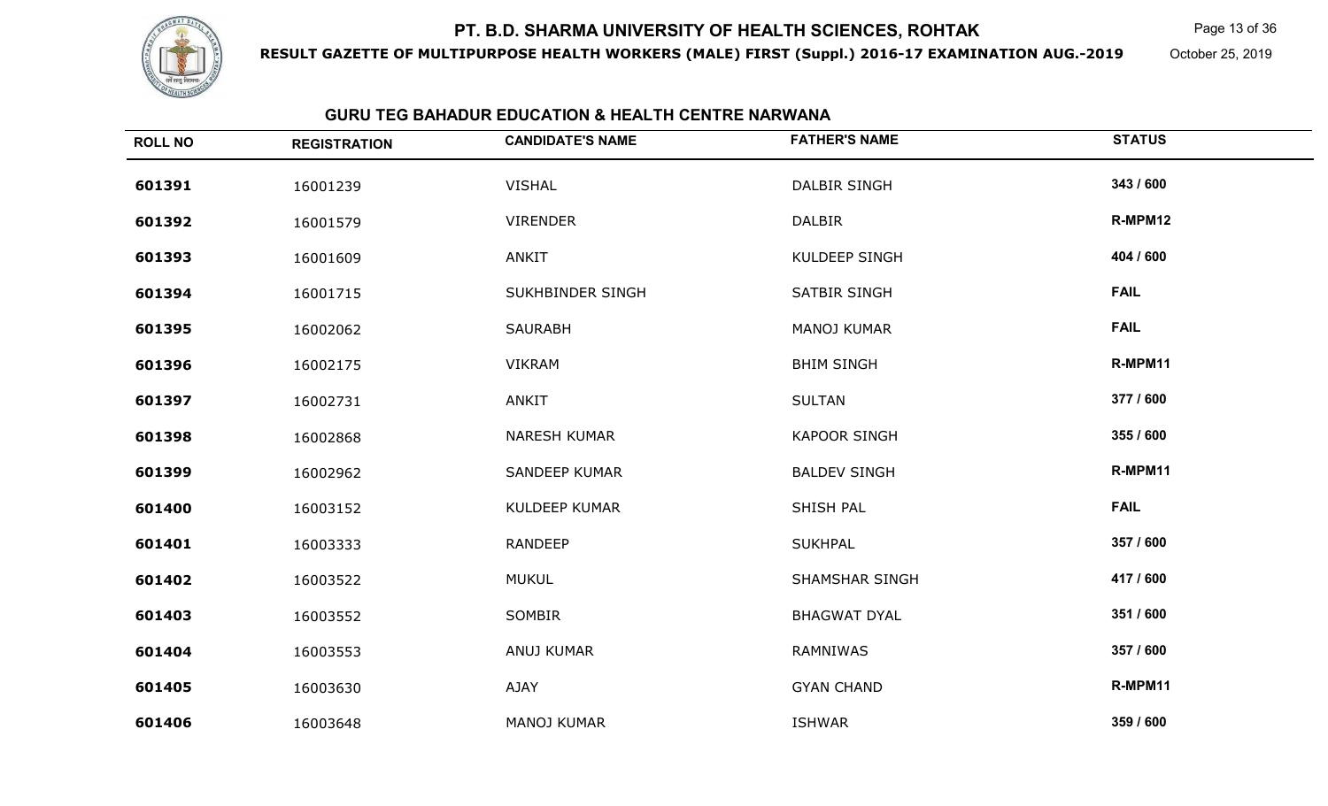# PT. B.D. SHARMA UNIVERSITY OF HEALTH SCIENCES, ROHTAK

**RESULT GAZETTE OF MULTIPURPOSE HEALTH WORKERS (MALE) FIRST (Suppl.) 2016-17 EXAMINATION AUG.-2019**

October 25, 2019

## GURU TEG BAHADUR EDUCATION & HEALTH CENTRE NARWANA

| ROLL NO | REGISTRATION | CANDIDATE'S NAME | FATHER'S NAME | STATUS |
|---|---|---|---|---|
| 601391 | 16001239 | VISHAL | DALBIR SINGH | 343 / 600 |
| 601392 | 16001579 | VIRENDER | DALBIR | R-MPM12 |
| 601393 | 16001609 | ANKIT | KULDEEP SINGH | 404 / 600 |
| 601394 | 16001715 | SUKHBINDER SINGH | SATBIR SINGH | FAIL |
| 601395 | 16002062 | SAURABH | MANOJ KUMAR | FAIL |
| 601396 | 16002175 | VIKRAM | BHIM SINGH | R-MPM11 |
| 601397 | 16002731 | ANKIT | SULTAN | 377 / 600 |
| 601398 | 16002868 | NARESH KUMAR | KAPOOR SINGH | 355 / 600 |
| 601399 | 16002962 | SANDEEP KUMAR | BALDEV SINGH | R-MPM11 |
| 601400 | 16003152 | KULDEEP KUMAR | SHISH PAL | FAIL |
| 601401 | 16003333 | RANDEEP | SUKHPAL | 357 / 600 |
| 601402 | 16003522 | MUKUL | SHAMSHAR SINGH | 417 / 600 |
| 601403 | 16003552 | SOMBIR | BHAGWAT DYAL | 351 / 600 |
| 601404 | 16003553 | ANUJ KUMAR | RAMNIWAS | 357 / 600 |
| 601405 | 16003630 | AJAY | GYAN CHAND | R-MPM11 |
| 601406 | 16003648 | MANOJ KUMAR | ISHWAR | 359 / 600 |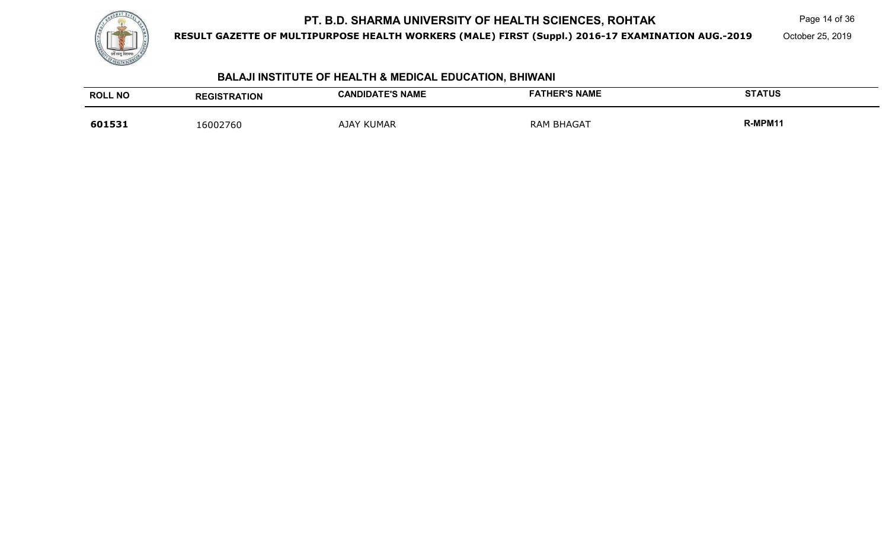## BALAJI INSTITUTE OF HEALTH & MEDICAL EDUCATION, BHIWANI

| ROLL NO | REGISTRATION | CANDIDATE'S NAME | FATHER'S NAME | STATUS |
|---|---|---|---|---|
| **601531** | 16002760 | AJAY KUMAR | RAM BHAGAT | **R-MPM11** |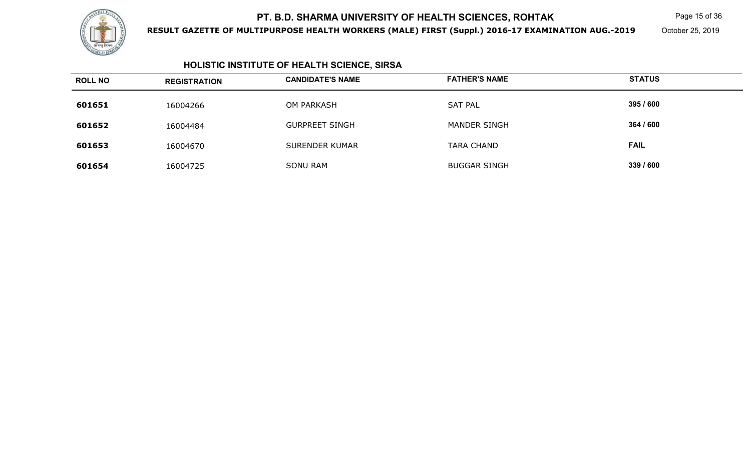# PT. B.D. SHARMA UNIVERSITY OF HEALTH SCIENCES, ROHTAK

**RESULT GAZETTE OF MULTIPURPOSE HEALTH WORKERS (MALE) FIRST (Suppl.) 2016-17 EXAMINATION AUG.-2019**

October 25, 2019

## HOLISTIC INSTITUTE OF HEALTH SCIENCE, SIRSA

| ROLL NO | REGISTRATION | CANDIDATE'S NAME | FATHER'S NAME | STATUS |
|---|---|---|---|---|
| **601651** | 16004266 | OM PARKASH | SAT PAL | **395 / 600** |
| **601652** | 16004484 | GURPREET SINGH | MANDER SINGH | **364 / 600** |
| **601653** | 16004670 | SURENDER KUMAR | TARA CHAND | **FAIL** |
| **601654** | 16004725 | SONU RAM | BUGGAR SINGH | **339 / 600** |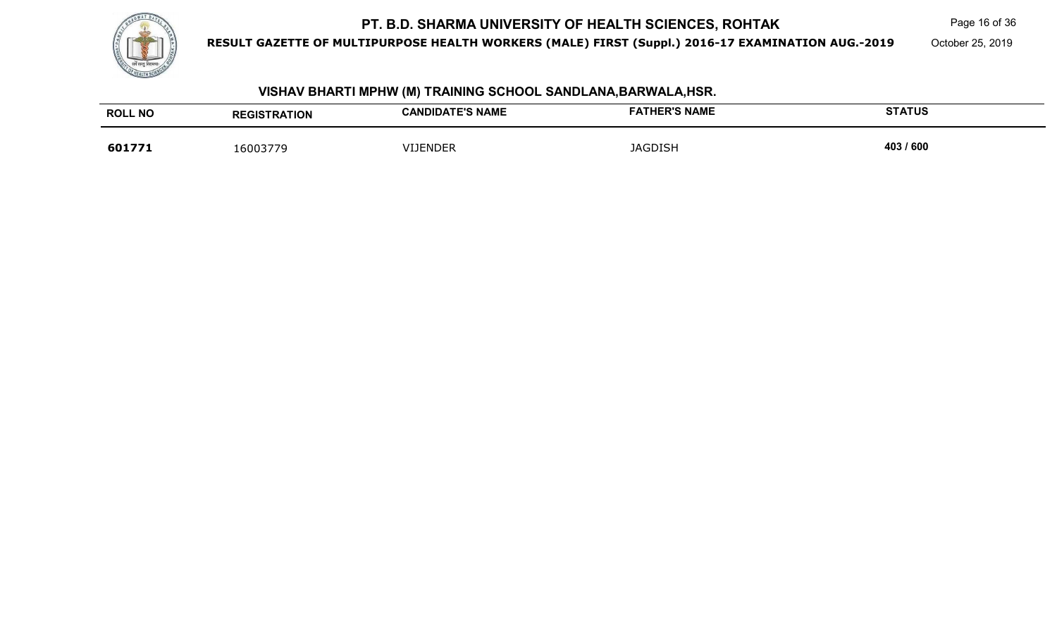## VISHAV BHARTI MPHW (M) TRAINING SCHOOL SANDLANA,BARWALA,HSR.

| ROLL NO | REGISTRATION | CANDIDATE'S NAME | FATHER'S NAME | STATUS |
|---|---|---|---|---|
| **601771** | 16003779 | VIJENDER | JAGDISH | **403 / 600** |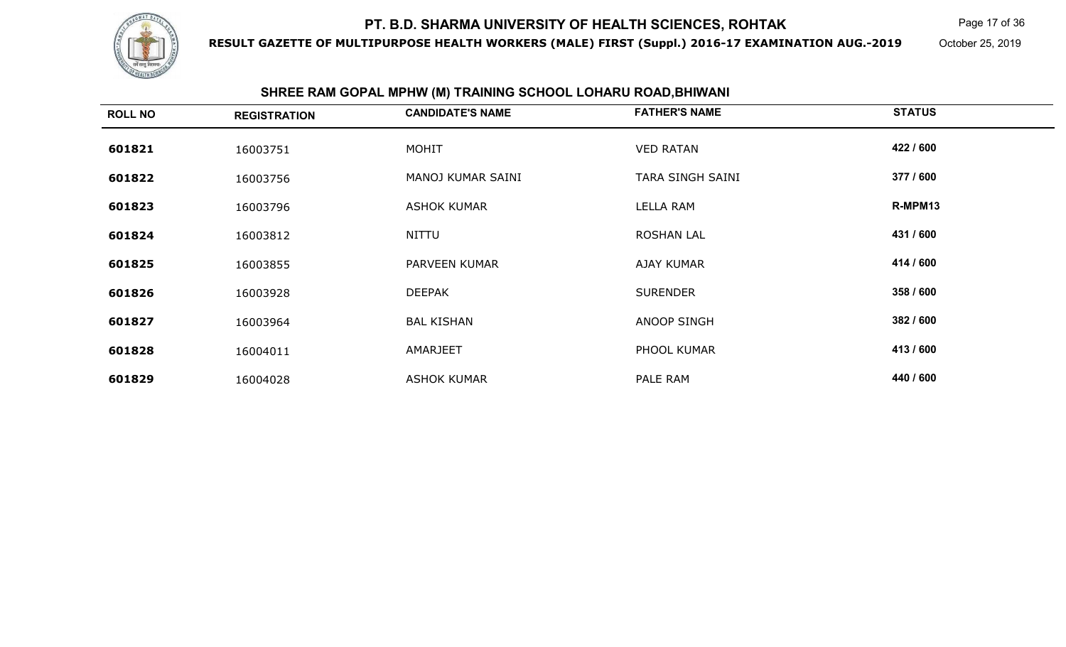# PT. B.D. SHARMA UNIVERSITY OF HEALTH SCIENCES, ROHTAK

**RESULT GAZETTE OF MULTIPURPOSE HEALTH WORKERS (MALE) FIRST (Suppl.) 2016-17 EXAMINATION AUG.-2019**

October 25, 2019

## SHREE RAM GOPAL MPHW (M) TRAINING SCHOOL LOHARU ROAD,BHIWANI

| ROLL NO | REGISTRATION | CANDIDATE'S NAME | FATHER'S NAME | STATUS |
|---|---|---|---|---|
| 601821 | 16003751 | MOHIT | VED RATAN | 422 / 600 |
| 601822 | 16003756 | MANOJ KUMAR SAINI | TARA SINGH SAINI | 377 / 600 |
| 601823 | 16003796 | ASHOK KUMAR | LELLA RAM | R-MPM13 |
| 601824 | 16003812 | NITTU | ROSHAN LAL | 431 / 600 |
| 601825 | 16003855 | PARVEEN KUMAR | AJAY KUMAR | 414 / 600 |
| 601826 | 16003928 | DEEPAK | SURENDER | 358 / 600 |
| 601827 | 16003964 | BAL KISHAN | ANOOP SINGH | 382 / 600 |
| 601828 | 16004011 | AMARJEET | PHOOL KUMAR | 413 / 600 |
| 601829 | 16004028 | ASHOK KUMAR | PALE RAM | 440 / 600 |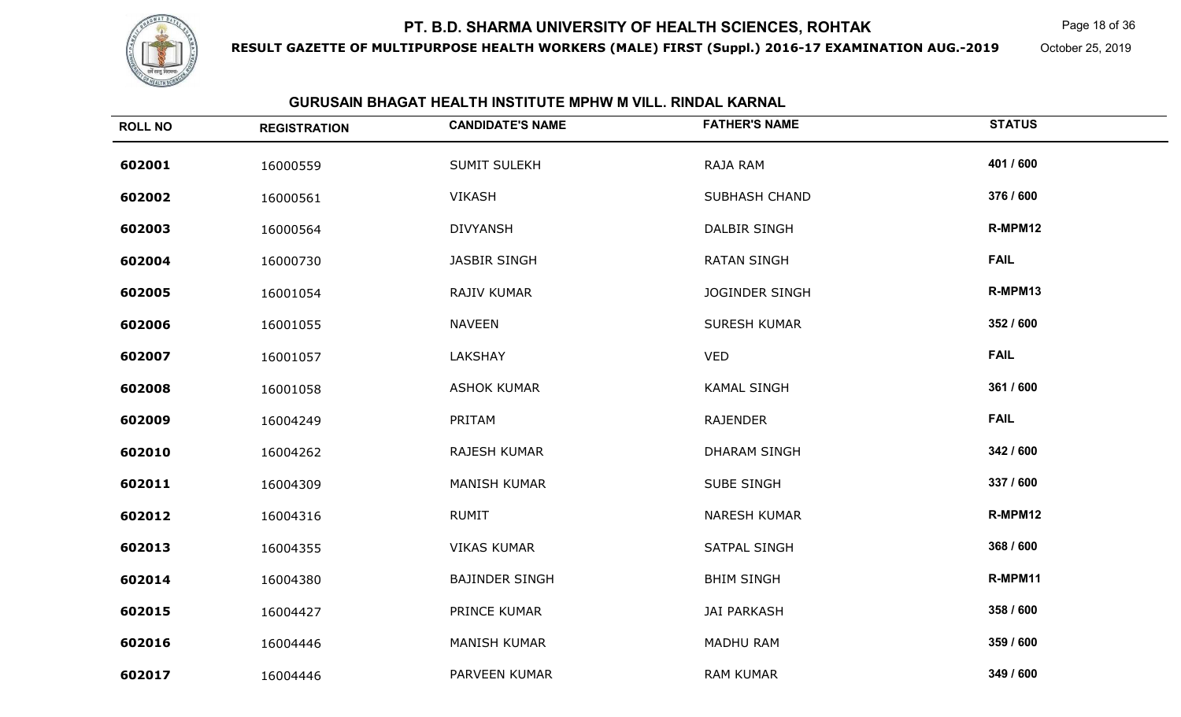# PT. B.D. SHARMA UNIVERSITY OF HEALTH SCIENCES, ROHTAK

**RESULT GAZETTE OF MULTIPURPOSE HEALTH WORKERS (MALE) FIRST (Suppl.) 2016-17 EXAMINATION AUG.-2019**

October 25, 2019

## GURUSAIN BHAGAT HEALTH INSTITUTE MPHW M VILL. RINDAL KARNAL

| ROLL NO | REGISTRATION | CANDIDATE'S NAME | FATHER'S NAME | STATUS |
|---|---|---|---|---|
| 602001 | 16000559 | SUMIT SULEKH | RAJA RAM | 401 / 600 |
| 602002 | 16000561 | VIKASH | SUBHASH CHAND | 376 / 600 |
| 602003 | 16000564 | DIVYANSH | DALBIR SINGH | R-MPM12 |
| 602004 | 16000730 | JASBIR SINGH | RATAN SINGH | FAIL |
| 602005 | 16001054 | RAJIV KUMAR | JOGINDER SINGH | R-MPM13 |
| 602006 | 16001055 | NAVEEN | SURESH KUMAR | 352 / 600 |
| 602007 | 16001057 | LAKSHAY | VED | FAIL |
| 602008 | 16001058 | ASHOK KUMAR | KAMAL SINGH | 361 / 600 |
| 602009 | 16004249 | PRITAM | RAJENDER | FAIL |
| 602010 | 16004262 | RAJESH KUMAR | DHARAM SINGH | 342 / 600 |
| 602011 | 16004309 | MANISH KUMAR | SUBE SINGH | 337 / 600 |
| 602012 | 16004316 | RUMIT | NARESH KUMAR | R-MPM12 |
| 602013 | 16004355 | VIKAS KUMAR | SATPAL SINGH | 368 / 600 |
| 602014 | 16004380 | BAJINDER SINGH | BHIM SINGH | R-MPM11 |
| 602015 | 16004427 | PRINCE KUMAR | JAI PARKASH | 358 / 600 |
| 602016 | 16004446 | MANISH KUMAR | MADHU RAM | 359 / 600 |
| 602017 | 16004446 | PARVEEN KUMAR | RAM KUMAR | 349 / 600 |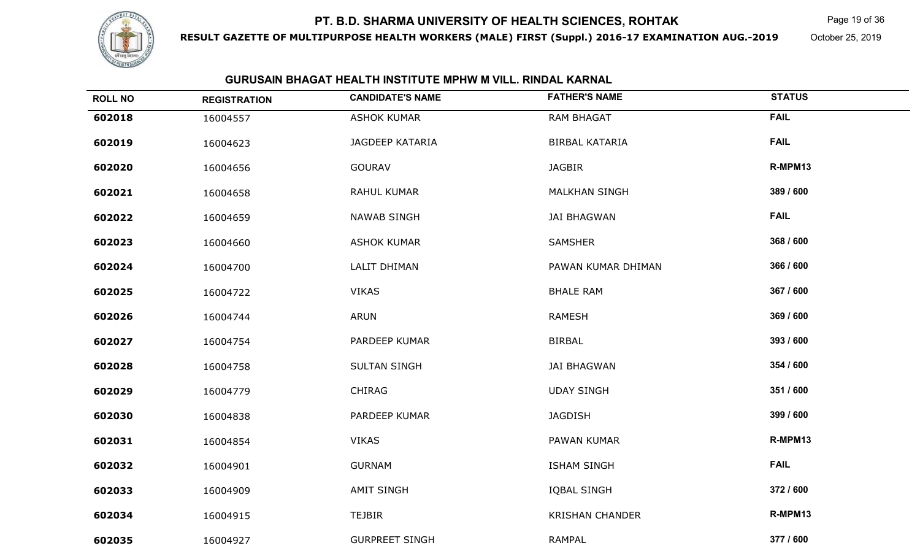# PT. B.D. SHARMA UNIVERSITY OF HEALTH SCIENCES, ROHTAK

**RESULT GAZETTE OF MULTIPURPOSE HEALTH WORKERS (MALE) FIRST (Suppl.) 2016-17 EXAMINATION AUG.-2019**

October 25, 2019

## GURUSAIN BHAGAT HEALTH INSTITUTE MPHW M VILL. RINDAL KARNAL

| ROLL NO | REGISTRATION | CANDIDATE'S NAME | FATHER'S NAME | STATUS |
|---|---|---|---|---|
| 602018 | 16004557 | ASHOK KUMAR | RAM BHAGAT | FAIL |
| 602019 | 16004623 | JAGDEEP KATARIA | BIRBAL KATARIA | FAIL |
| 602020 | 16004656 | GOURAV | JAGBIR | R-MPM13 |
| 602021 | 16004658 | RAHUL KUMAR | MALKHAN SINGH | 389 / 600 |
| 602022 | 16004659 | NAWAB SINGH | JAI BHAGWAN | FAIL |
| 602023 | 16004660 | ASHOK KUMAR | SAMSHER | 368 / 600 |
| 602024 | 16004700 | LALIT DHIMAN | PAWAN KUMAR DHIMAN | 366 / 600 |
| 602025 | 16004722 | VIKAS | BHALE RAM | 367 / 600 |
| 602026 | 16004744 | ARUN | RAMESH | 369 / 600 |
| 602027 | 16004754 | PARDEEP KUMAR | BIRBAL | 393 / 600 |
| 602028 | 16004758 | SULTAN SINGH | JAI BHAGWAN | 354 / 600 |
| 602029 | 16004779 | CHIRAG | UDAY SINGH | 351 / 600 |
| 602030 | 16004838 | PARDEEP KUMAR | JAGDISH | 399 / 600 |
| 602031 | 16004854 | VIKAS | PAWAN KUMAR | R-MPM13 |
| 602032 | 16004901 | GURNAM | ISHAM SINGH | FAIL |
| 602033 | 16004909 | AMIT SINGH | IQBAL SINGH | 372 / 600 |
| 602034 | 16004915 | TEJBIR | KRISHAN CHANDER | R-MPM13 |
| 602035 | 16004927 | GURPREET SINGH | RAMPAL | 377 / 600 |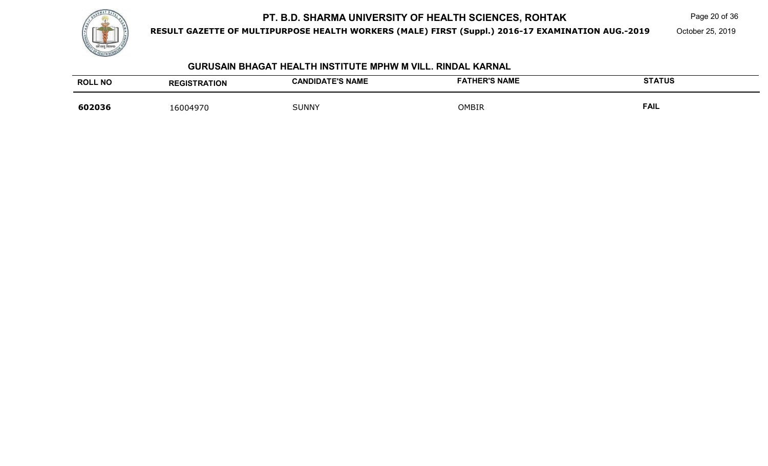## GURUSAIN BHAGAT HEALTH INSTITUTE MPHW M VILL. RINDAL KARNAL

| ROLL NO | REGISTRATION | CANDIDATE'S NAME | FATHER'S NAME | STATUS |
|---|---|---|---|---|
| **602036** | 16004970 | SUNNY | OMBIR | **FAIL** |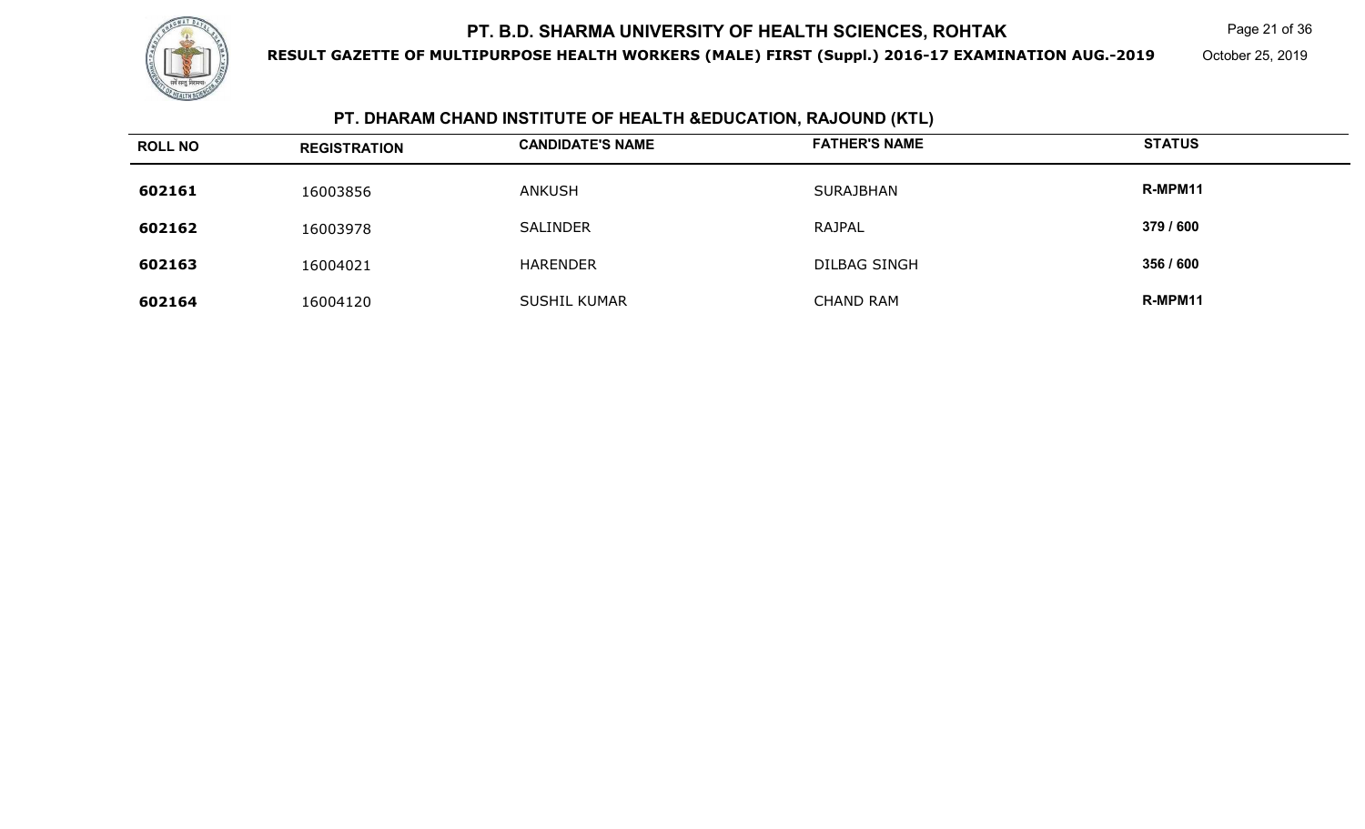## PT. DHARAM CHAND INSTITUTE OF HEALTH &EDUCATION, RAJOUND (KTL)

| ROLL NO | REGISTRATION | CANDIDATE'S NAME | FATHER'S NAME | STATUS |
|---|---|---|---|---|
| 602161 | 16003856 | ANKUSH | SURAJBHAN | R-MPM11 |
| 602162 | 16003978 | SALINDER | RAJPAL | 379 / 600 |
| 602163 | 16004021 | HARENDER | DILBAG SINGH | 356 / 600 |
| 602164 | 16004120 | SUSHIL KUMAR | CHAND RAM | R-MPM11 |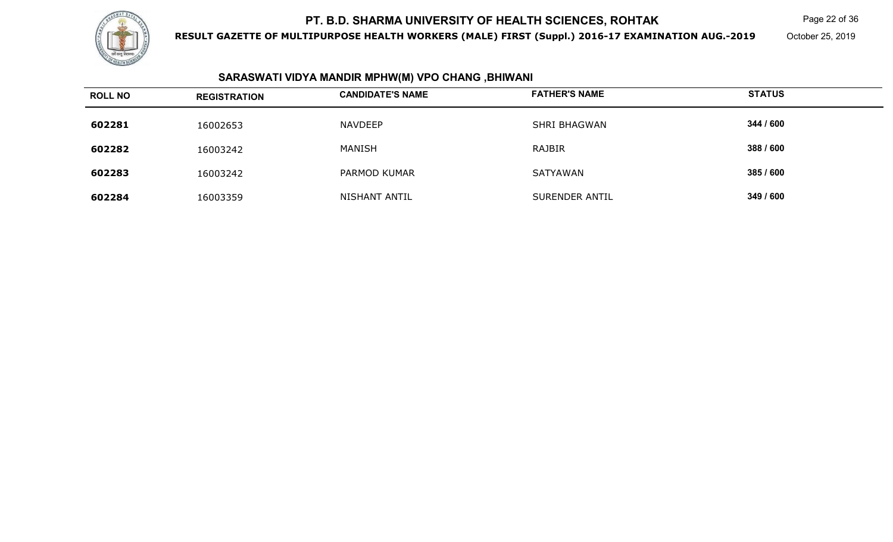## SARASWATI VIDYA MANDIR MPHW(M) VPO CHANG ,BHIWANI

| ROLL NO | REGISTRATION | CANDIDATE'S NAME | FATHER'S NAME | STATUS |
|---|---|---|---|---|
| **602281** | 16002653 | NAVDEEP | SHRI BHAGWAN | **344 / 600** |
| **602282** | 16003242 | MANISH | RAJBIR | **388 / 600** |
| **602283** | 16003242 | PARMOD KUMAR | SATYAWAN | **385 / 600** |
| **602284** | 16003359 | NISHANT ANTIL | SURENDER ANTIL | **349 / 600** |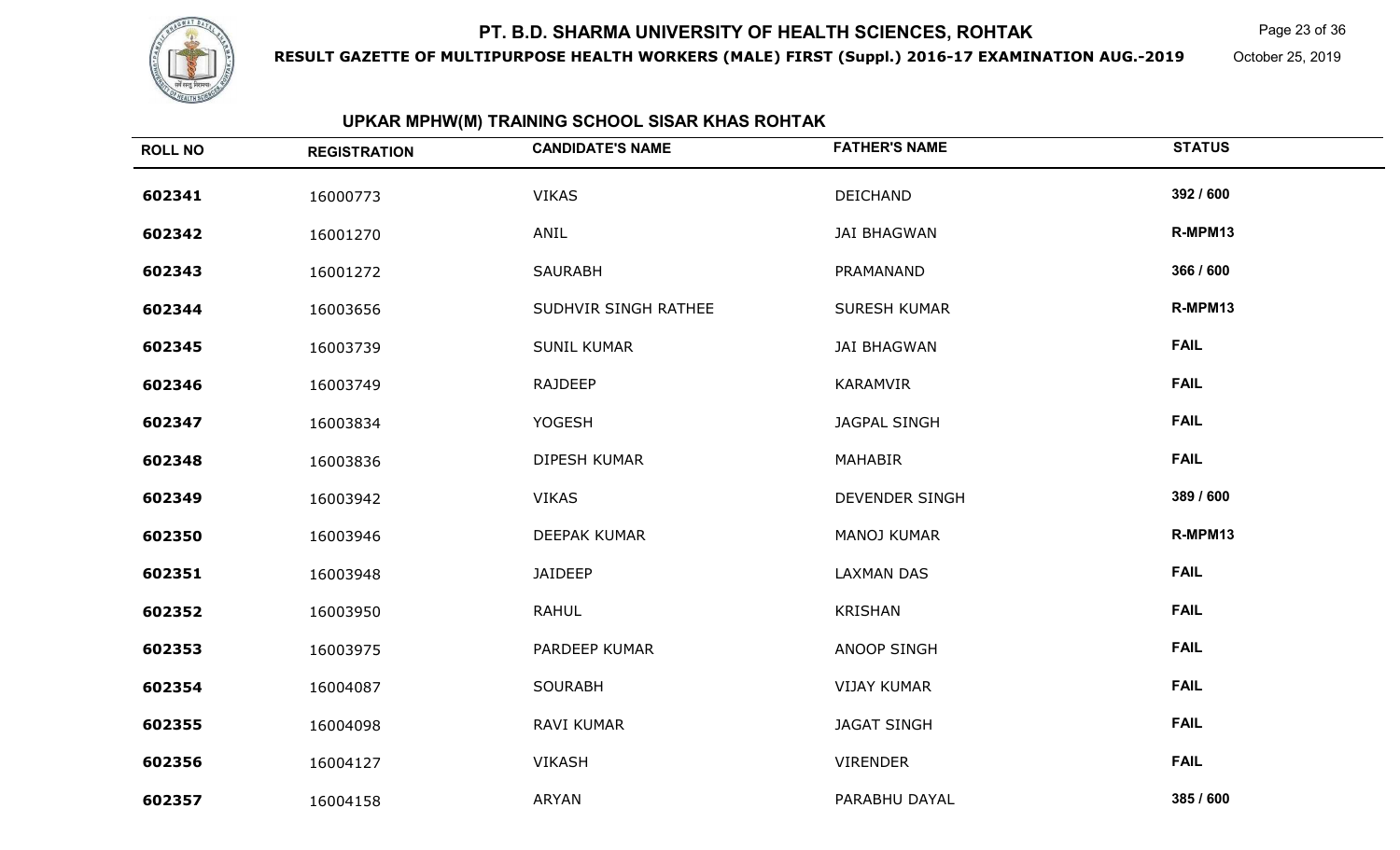# PT. B.D. SHARMA UNIVERSITY OF HEALTH SCIENCES, ROHTAK

**RESULT GAZETTE OF MULTIPURPOSE HEALTH WORKERS (MALE) FIRST (Suppl.) 2016-17 EXAMINATION AUG.-2019**

October 25, 2019

## UPKAR MPHW(M) TRAINING SCHOOL SISAR KHAS ROHTAK

| ROLL NO | REGISTRATION | CANDIDATE'S NAME | FATHER'S NAME | STATUS |
|---|---|---|---|---|
| 602341 | 16000773 | VIKAS | DEICHAND | 392 / 600 |
| 602342 | 16001270 | ANIL | JAI BHAGWAN | R-MPM13 |
| 602343 | 16001272 | SAURABH | PRAMANAND | 366 / 600 |
| 602344 | 16003656 | SUDHVIR SINGH RATHEE | SURESH KUMAR | R-MPM13 |
| 602345 | 16003739 | SUNIL KUMAR | JAI BHAGWAN | FAIL |
| 602346 | 16003749 | RAJDEEP | KARAMVIR | FAIL |
| 602347 | 16003834 | YOGESH | JAGPAL SINGH | FAIL |
| 602348 | 16003836 | DIPESH KUMAR | MAHABIR | FAIL |
| 602349 | 16003942 | VIKAS | DEVENDER SINGH | 389 / 600 |
| 602350 | 16003946 | DEEPAK KUMAR | MANOJ KUMAR | R-MPM13 |
| 602351 | 16003948 | JAIDEEP | LAXMAN DAS | FAIL |
| 602352 | 16003950 | RAHUL | KRISHAN | FAIL |
| 602353 | 16003975 | PARDEEP KUMAR | ANOOP SINGH | FAIL |
| 602354 | 16004087 | SOURABH | VIJAY KUMAR | FAIL |
| 602355 | 16004098 | RAVI KUMAR | JAGAT SINGH | FAIL |
| 602356 | 16004127 | VIKASH | VIRENDER | FAIL |
| 602357 | 16004158 | ARYAN | PARABHU DAYAL | 385 / 600 |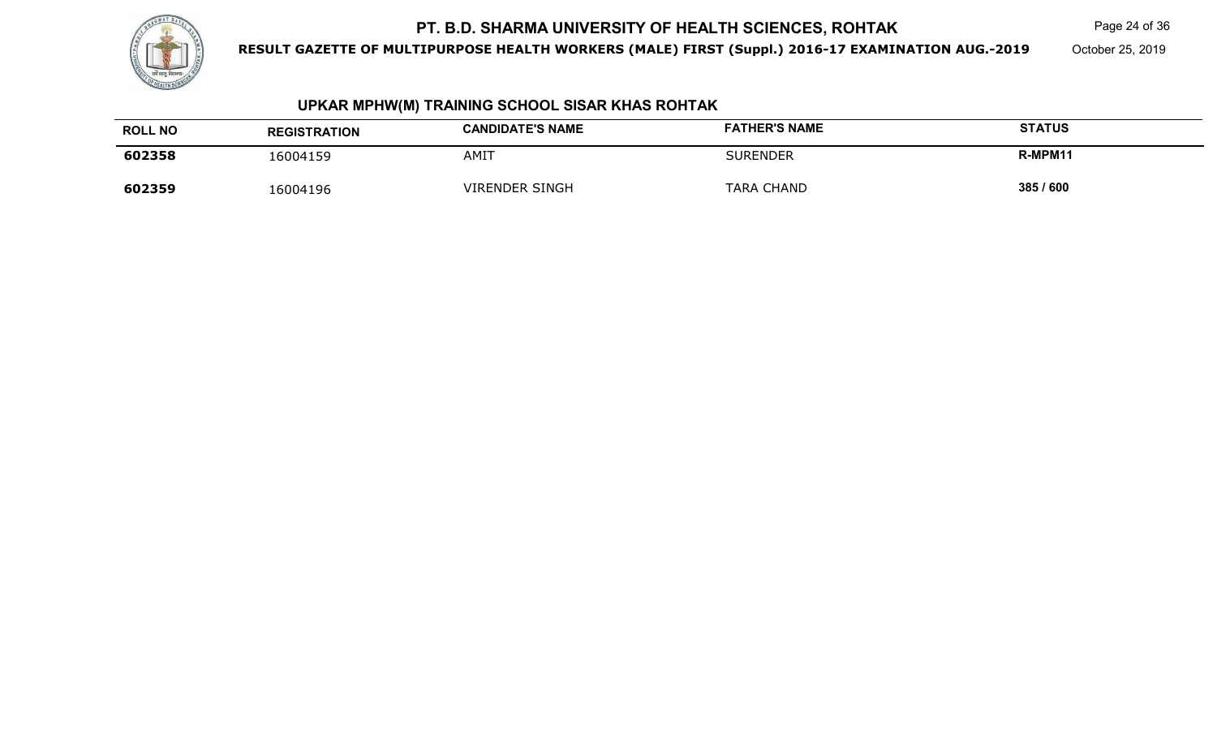## UPKAR MPHW(M) TRAINING SCHOOL SISAR KHAS ROHTAK

| ROLL NO | REGISTRATION | CANDIDATE'S NAME | FATHER'S NAME | STATUS |
|---|---|---|---|---|
| **602358** | 16004159 | AMIT | SURENDER | **R-MPM11** |
| **602359** | 16004196 | VIRENDER SINGH | TARA CHAND | **385 / 600** |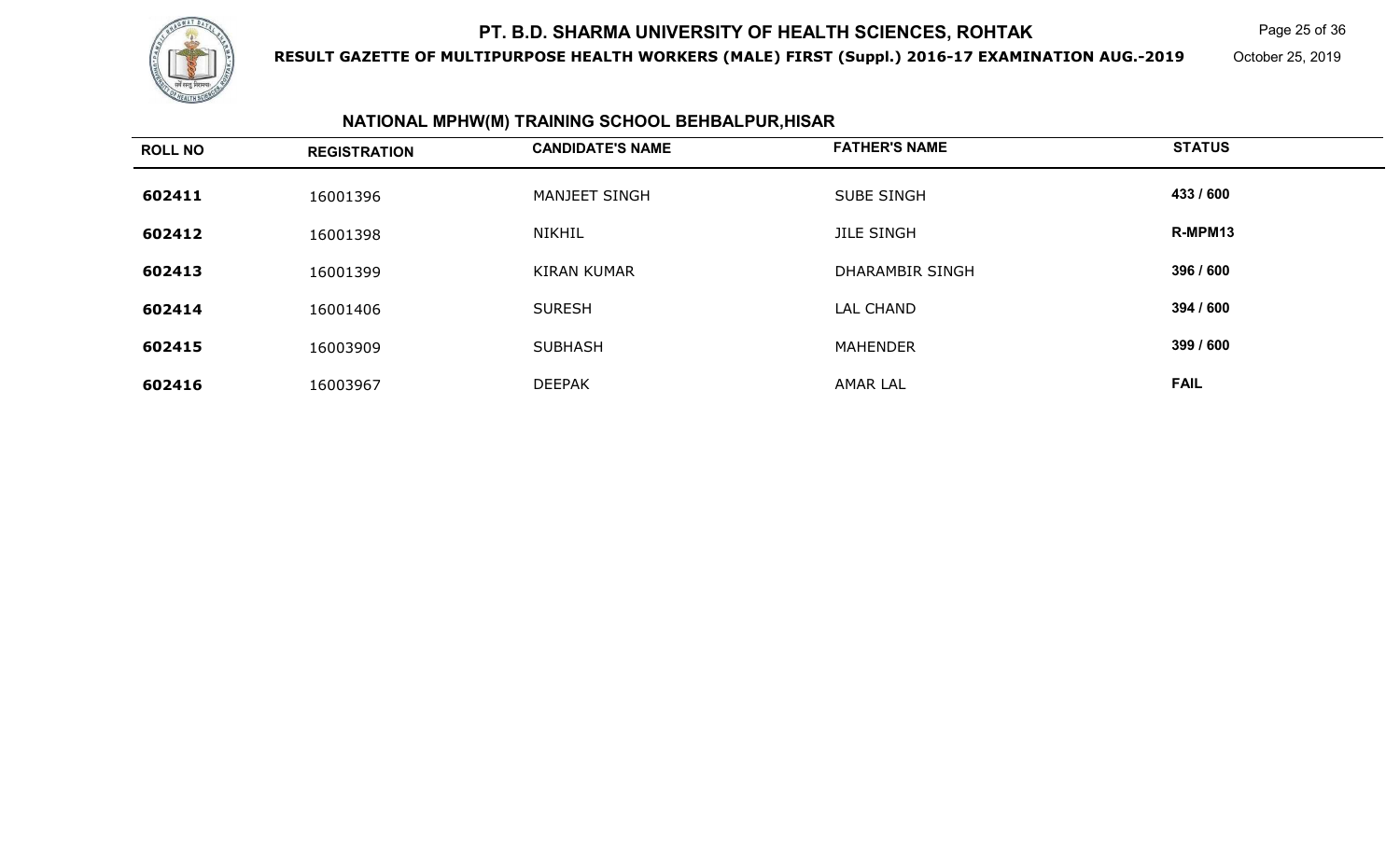## NATIONAL MPHW(M) TRAINING SCHOOL BEHBALPUR,HISAR

| ROLL NO | REGISTRATION | CANDIDATE'S NAME | FATHER'S NAME | STATUS |
|---|---|---|---|---|
| 602411 | 16001396 | MANJEET SINGH | SUBE SINGH | 433 / 600 |
| 602412 | 16001398 | NIKHIL | JILE SINGH | R-MPM13 |
| 602413 | 16001399 | KIRAN KUMAR | DHARAMBIR SINGH | 396 / 600 |
| 602414 | 16001406 | SURESH | LAL CHAND | 394 / 600 |
| 602415 | 16003909 | SUBHASH | MAHENDER | 399 / 600 |
| 602416 | 16003967 | DEEPAK | AMAR LAL | FAIL |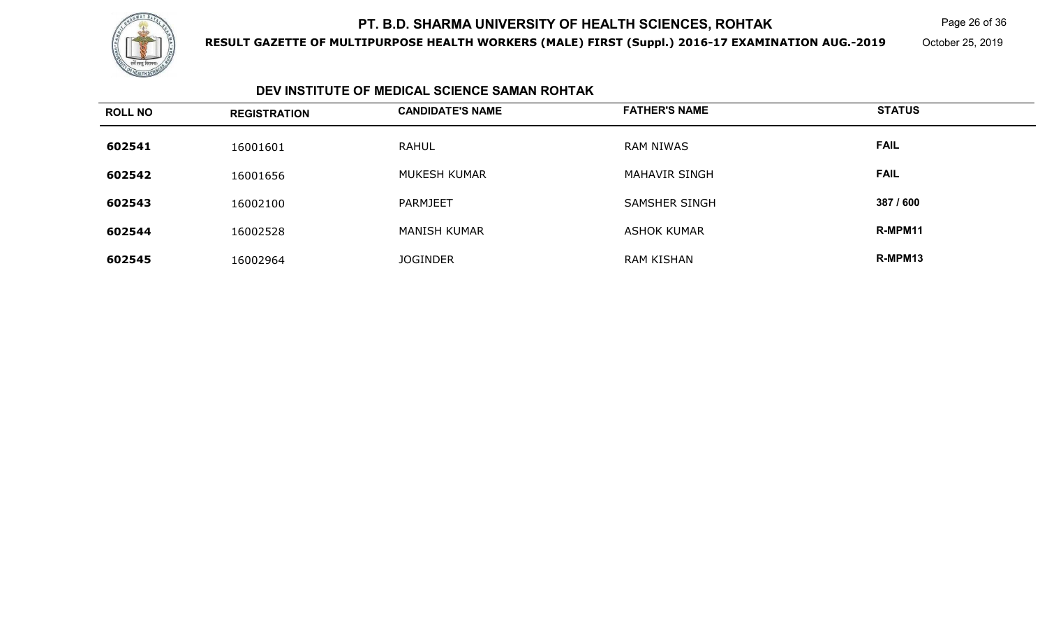# PT. B.D. SHARMA UNIVERSITY OF HEALTH SCIENCES, ROHTAK

**RESULT GAZETTE OF MULTIPURPOSE HEALTH WORKERS (MALE) FIRST (Suppl.) 2016-17 EXAMINATION AUG.-2019**

October 25, 2019

## DEV INSTITUTE OF MEDICAL SCIENCE SAMAN ROHTAK

| ROLL NO | REGISTRATION | CANDIDATE'S NAME | FATHER'S NAME | STATUS |
|---|---|---|---|---|
| 602541 | 16001601 | RAHUL | RAM NIWAS | FAIL |
| 602542 | 16001656 | MUKESH KUMAR | MAHAVIR SINGH | FAIL |
| 602543 | 16002100 | PARMJEET | SAMSHER SINGH | 387 / 600 |
| 602544 | 16002528 | MANISH KUMAR | ASHOK KUMAR | R-MPM11 |
| 602545 | 16002964 | JOGINDER | RAM KISHAN | R-MPM13 |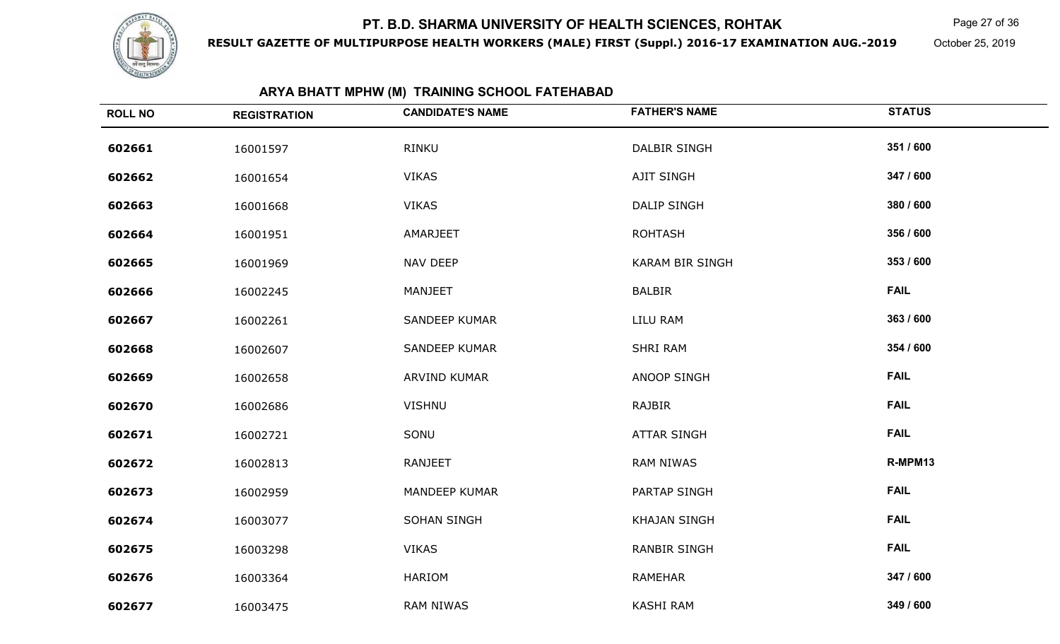# PT. B.D. SHARMA UNIVERSITY OF HEALTH SCIENCES, ROHTAK

**RESULT GAZETTE OF MULTIPURPOSE HEALTH WORKERS (MALE) FIRST (Suppl.) 2016-17 EXAMINATION AUG.-2019**

October 25, 2019

## ARYA BHATT MPHW (M) TRAINING SCHOOL FATEHABAD

| ROLL NO | REGISTRATION | CANDIDATE'S NAME | FATHER'S NAME | STATUS |
|---|---|---|---|---|
| 602661 | 16001597 | RINKU | DALBIR SINGH | 351 / 600 |
| 602662 | 16001654 | VIKAS | AJIT SINGH | 347 / 600 |
| 602663 | 16001668 | VIKAS | DALIP SINGH | 380 / 600 |
| 602664 | 16001951 | AMARJEET | ROHTASH | 356 / 600 |
| 602665 | 16001969 | NAV DEEP | KARAM BIR SINGH | 353 / 600 |
| 602666 | 16002245 | MANJEET | BALBIR | FAIL |
| 602667 | 16002261 | SANDEEP KUMAR | LILU RAM | 363 / 600 |
| 602668 | 16002607 | SANDEEP KUMAR | SHRI RAM | 354 / 600 |
| 602669 | 16002658 | ARVIND KUMAR | ANOOP SINGH | FAIL |
| 602670 | 16002686 | VISHNU | RAJBIR | FAIL |
| 602671 | 16002721 | SONU | ATTAR SINGH | FAIL |
| 602672 | 16002813 | RANJEET | RAM NIWAS | R-MPM13 |
| 602673 | 16002959 | MANDEEP KUMAR | PARTAP SINGH | FAIL |
| 602674 | 16003077 | SOHAN SINGH | KHAJAN SINGH | FAIL |
| 602675 | 16003298 | VIKAS | RANBIR SINGH | FAIL |
| 602676 | 16003364 | HARIOM | RAMEHAR | 347 / 600 |
| 602677 | 16003475 | RAM NIWAS | KASHI RAM | 349 / 600 |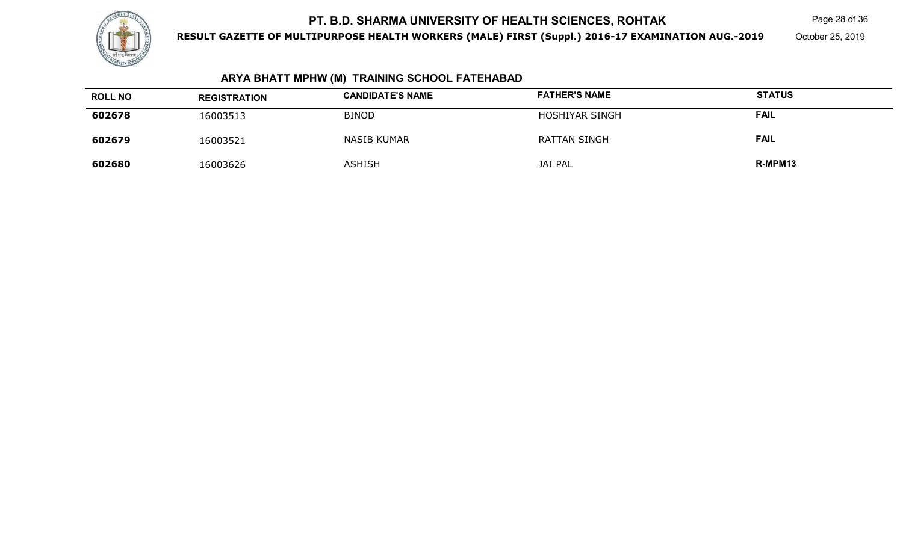## ARYA BHATT MPHW (M) TRAINING SCHOOL FATEHABAD

| ROLL NO | REGISTRATION | CANDIDATE'S NAME | FATHER'S NAME | STATUS |
|---|---|---|---|---|
| **602678** | 16003513 | BINOD | HOSHIYAR SINGH | **FAIL** |
| **602679** | 16003521 | NASIB KUMAR | RATTAN SINGH | **FAIL** |
| **602680** | 16003626 | ASHISH | JAI PAL | **R-MPM13** |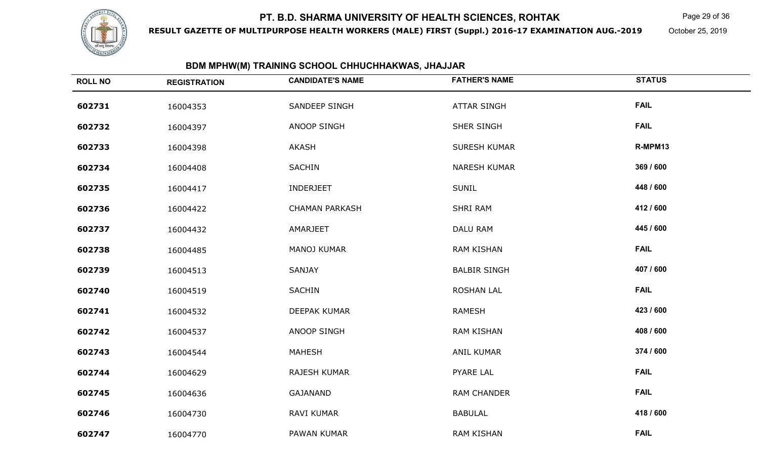# PT. B.D. SHARMA UNIVERSITY OF HEALTH SCIENCES, ROHTAK

**RESULT GAZETTE OF MULTIPURPOSE HEALTH WORKERS (MALE) FIRST (Suppl.) 2016-17 EXAMINATION AUG.-2019**

October 25, 2019

## BDM MPHW(M) TRAINING SCHOOL CHHUCHHAKWAS, JHAJJAR

| ROLL NO | REGISTRATION | CANDIDATE'S NAME | FATHER'S NAME | STATUS |
|---|---|---|---|---|
| 602731 | 16004353 | SANDEEP SINGH | ATTAR SINGH | FAIL |
| 602732 | 16004397 | ANOOP SINGH | SHER SINGH | FAIL |
| 602733 | 16004398 | AKASH | SURESH KUMAR | R-MPM13 |
| 602734 | 16004408 | SACHIN | NARESH KUMAR | 369 / 600 |
| 602735 | 16004417 | INDERJEET | SUNIL | 448 / 600 |
| 602736 | 16004422 | CHAMAN PARKASH | SHRI RAM | 412 / 600 |
| 602737 | 16004432 | AMARJEET | DALU RAM | 445 / 600 |
| 602738 | 16004485 | MANOJ KUMAR | RAM KISHAN | FAIL |
| 602739 | 16004513 | SANJAY | BALBIR SINGH | 407 / 600 |
| 602740 | 16004519 | SACHIN | ROSHAN LAL | FAIL |
| 602741 | 16004532 | DEEPAK KUMAR | RAMESH | 423 / 600 |
| 602742 | 16004537 | ANOOP SINGH | RAM KISHAN | 408 / 600 |
| 602743 | 16004544 | MAHESH | ANIL KUMAR | 374 / 600 |
| 602744 | 16004629 | RAJESH KUMAR | PYARE LAL | FAIL |
| 602745 | 16004636 | GAJANAND | RAM CHANDER | FAIL |
| 602746 | 16004730 | RAVI KUMAR | BABULAL | 418 / 600 |
| 602747 | 16004770 | PAWAN KUMAR | RAM KISHAN | FAIL |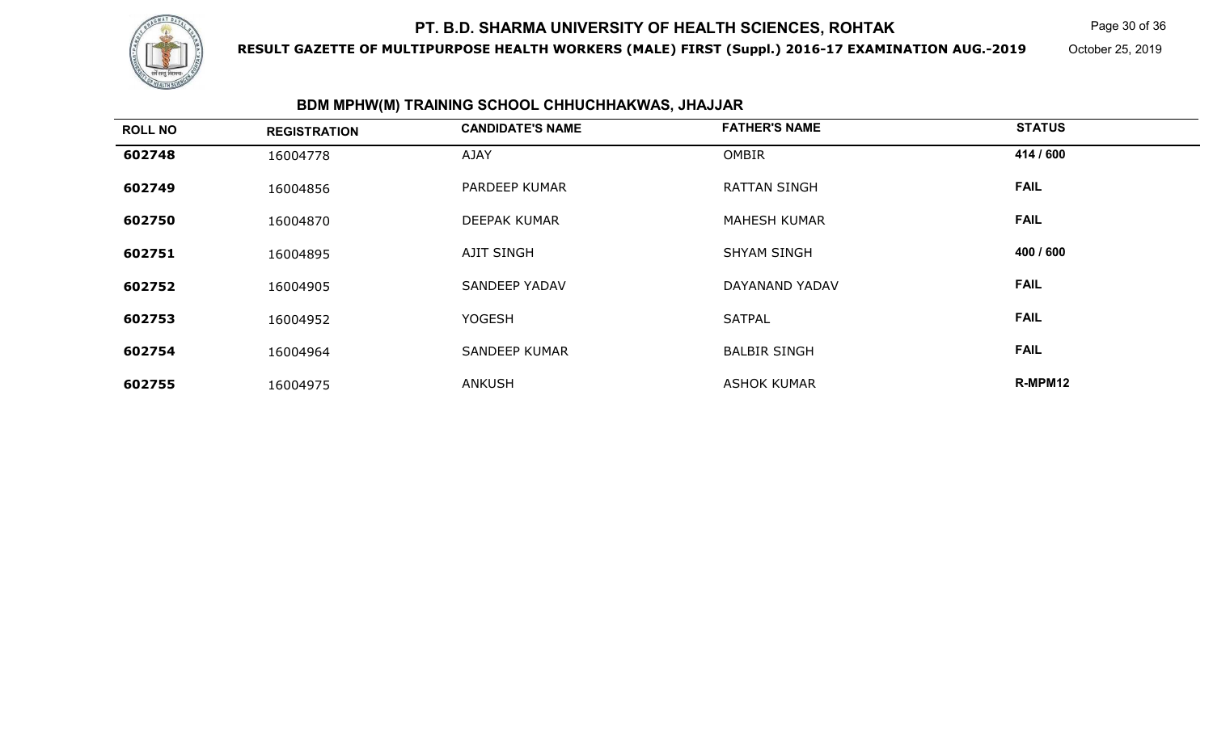## BDM MPHW(M) TRAINING SCHOOL CHHUCHHAKWAS, JHAJJAR

| ROLL NO | REGISTRATION | CANDIDATE'S NAME | FATHER'S NAME | STATUS |
|---|---|---|---|---|
| 602748 | 16004778 | AJAY | OMBIR | 414 / 600 |
| 602749 | 16004856 | PARDEEP KUMAR | RATTAN SINGH | FAIL |
| 602750 | 16004870 | DEEPAK KUMAR | MAHESH KUMAR | FAIL |
| 602751 | 16004895 | AJIT SINGH | SHYAM SINGH | 400 / 600 |
| 602752 | 16004905 | SANDEEP YADAV | DAYANAND YADAV | FAIL |
| 602753 | 16004952 | YOGESH | SATPAL | FAIL |
| 602754 | 16004964 | SANDEEP KUMAR | BALBIR SINGH | FAIL |
| 602755 | 16004975 | ANKUSH | ASHOK KUMAR | R-MPM12 |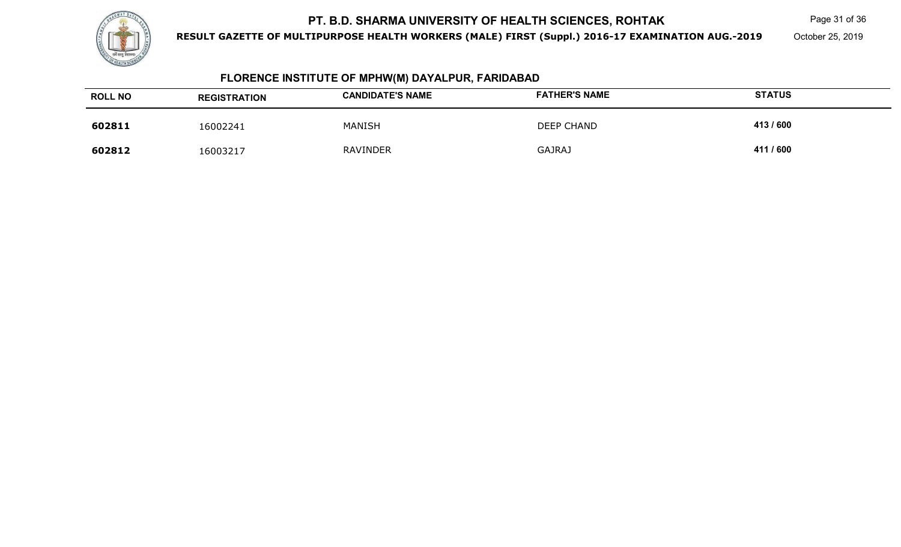# PT. B.D. SHARMA UNIVERSITY OF HEALTH SCIENCES, ROHTAK

**RESULT GAZETTE OF MULTIPURPOSE HEALTH WORKERS (MALE) FIRST (Suppl.) 2016-17 EXAMINATION AUG.-2019**

October 25, 2019

## FLORENCE INSTITUTE OF MPHW(M) DAYALPUR, FARIDABAD

| ROLL NO | REGISTRATION | CANDIDATE'S NAME | FATHER'S NAME | STATUS |
|---|---|---|---|---|
| **602811** | 16002241 | MANISH | DEEP CHAND | **413 / 600** |
| **602812** | 16003217 | RAVINDER | GAJRAJ | **411 / 600** |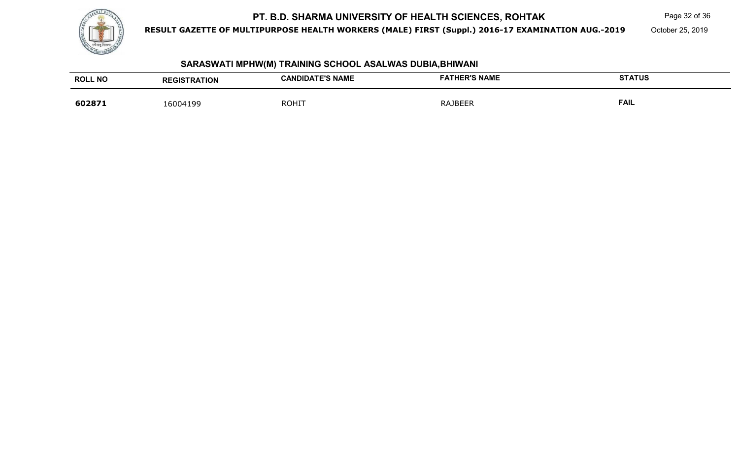## SARASWATI MPHW(M) TRAINING SCHOOL ASALWAS DUBIA,BHIWANI

| ROLL NO | REGISTRATION | CANDIDATE'S NAME | FATHER'S NAME | STATUS |
|---|---|---|---|---|
| **602871** | 16004199 | ROHIT | RAJBEER | **FAIL** |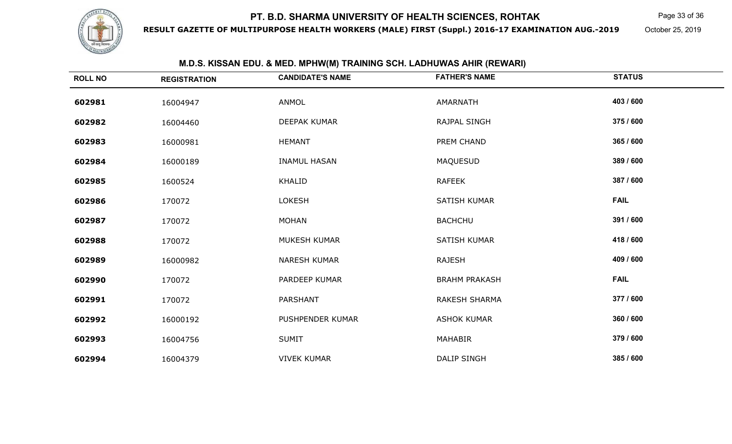# PT. B.D. SHARMA UNIVERSITY OF HEALTH SCIENCES, ROHTAK

**RESULT GAZETTE OF MULTIPURPOSE HEALTH WORKERS (MALE) FIRST (Suppl.) 2016-17 EXAMINATION AUG.-2019**

October 25, 2019

## M.D.S. KISSAN EDU. & MED. MPHW(M) TRAINING SCH. LADHUWAS AHIR (REWARI)

| ROLL NO | REGISTRATION | CANDIDATE'S NAME | FATHER'S NAME | STATUS |
|---|---|---|---|---|
| 602981 | 16004947 | ANMOL | AMARNATH | 403 / 600 |
| 602982 | 16004460 | DEEPAK KUMAR | RAJPAL SINGH | 375 / 600 |
| 602983 | 16000981 | HEMANT | PREM CHAND | 365 / 600 |
| 602984 | 16000189 | INAMUL HASAN | MAQUESUD | 389 / 600 |
| 602985 | 1600524 | KHALID | RAFEEK | 387 / 600 |
| 602986 | 170072 | LOKESH | SATISH KUMAR | FAIL |
| 602987 | 170072 | MOHAN | BACHCHU | 391 / 600 |
| 602988 | 170072 | MUKESH KUMAR | SATISH KUMAR | 418 / 600 |
| 602989 | 16000982 | NARESH KUMAR | RAJESH | 409 / 600 |
| 602990 | 170072 | PARDEEP KUMAR | BRAHM PRAKASH | FAIL |
| 602991 | 170072 | PARSHANT | RAKESH SHARMA | 377 / 600 |
| 602992 | 16000192 | PUSHPENDER KUMAR | ASHOK KUMAR | 360 / 600 |
| 602993 | 16004756 | SUMIT | MAHABIR | 379 / 600 |
| 602994 | 16004379 | VIVEK KUMAR | DALIP SINGH | 385 / 600 |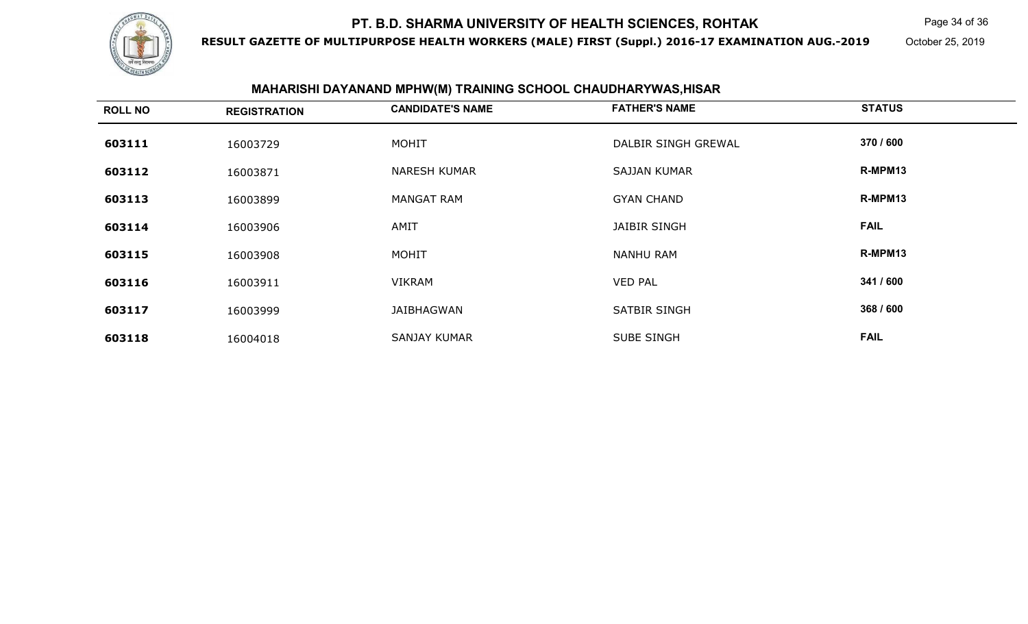## MAHARISHI DAYANAND MPHW(M) TRAINING SCHOOL CHAUDHARYWAS,HISAR

| ROLL NO | REGISTRATION | CANDIDATE'S NAME | FATHER'S NAME | STATUS |
|---|---|---|---|---|
| 603111 | 16003729 | MOHIT | DALBIR SINGH GREWAL | 370 / 600 |
| 603112 | 16003871 | NARESH KUMAR | SAJJAN KUMAR | R-MPM13 |
| 603113 | 16003899 | MANGAT RAM | GYAN CHAND | R-MPM13 |
| 603114 | 16003906 | AMIT | JAIBIR SINGH | FAIL |
| 603115 | 16003908 | MOHIT | NANHU RAM | R-MPM13 |
| 603116 | 16003911 | VIKRAM | VED PAL | 341 / 600 |
| 603117 | 16003999 | JAIBHAGWAN | SATBIR SINGH | 368 / 600 |
| 603118 | 16004018 | SANJAY KUMAR | SUBE SINGH | FAIL |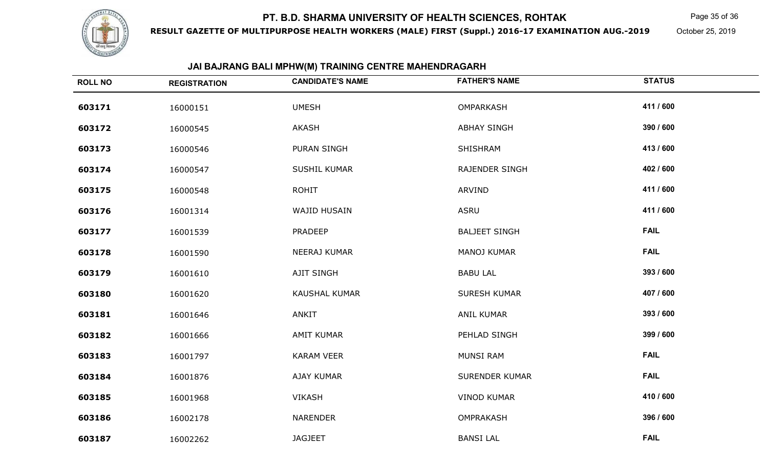# PT. B.D. SHARMA UNIVERSITY OF HEALTH SCIENCES, ROHTAK

**RESULT GAZETTE OF MULTIPURPOSE HEALTH WORKERS (MALE) FIRST (Suppl.) 2016-17 EXAMINATION AUG.-2019**

October 25, 2019

## JAI BAJRANG BALI MPHW(M) TRAINING CENTRE MAHENDRAGARH

| ROLL NO | REGISTRATION | CANDIDATE'S NAME | FATHER'S NAME | STATUS |
|---|---|---|---|---|
| 603171 | 16000151 | UMESH | OMPARKASH | 411 / 600 |
| 603172 | 16000545 | AKASH | ABHAY SINGH | 390 / 600 |
| 603173 | 16000546 | PURAN SINGH | SHISHRAM | 413 / 600 |
| 603174 | 16000547 | SUSHIL KUMAR | RAJENDER SINGH | 402 / 600 |
| 603175 | 16000548 | ROHIT | ARVIND | 411 / 600 |
| 603176 | 16001314 | WAJID HUSAIN | ASRU | 411 / 600 |
| 603177 | 16001539 | PRADEEP | BALJEET SINGH | FAIL |
| 603178 | 16001590 | NEERAJ KUMAR | MANOJ KUMAR | FAIL |
| 603179 | 16001610 | AJIT SINGH | BABU LAL | 393 / 600 |
| 603180 | 16001620 | KAUSHAL KUMAR | SURESH KUMAR | 407 / 600 |
| 603181 | 16001646 | ANKIT | ANIL KUMAR | 393 / 600 |
| 603182 | 16001666 | AMIT KUMAR | PEHLAD SINGH | 399 / 600 |
| 603183 | 16001797 | KARAM VEER | MUNSI RAM | FAIL |
| 603184 | 16001876 | AJAY KUMAR | SURENDER KUMAR | FAIL |
| 603185 | 16001968 | VIKASH | VINOD KUMAR | 410 / 600 |
| 603186 | 16002178 | NARENDER | OMPRAKASH | 396 / 600 |
| 603187 | 16002262 | JAGJEET | BANSI LAL | FAIL |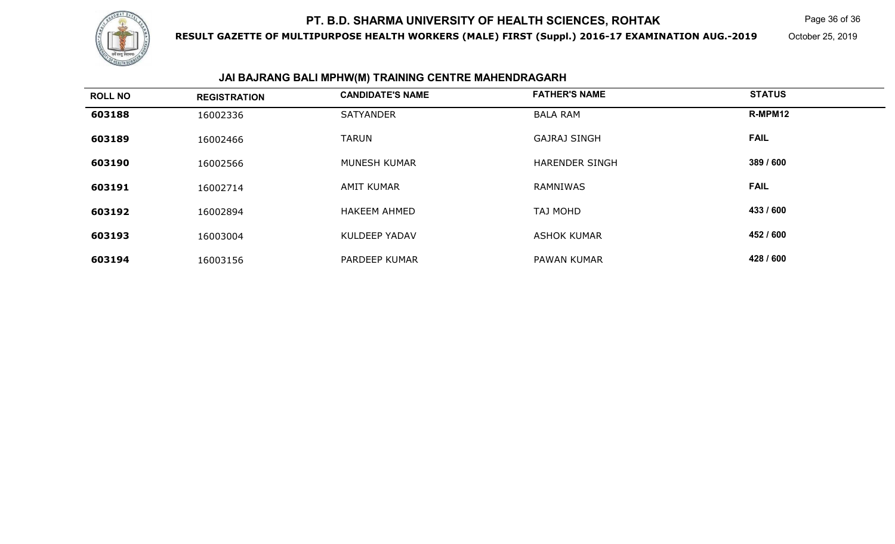## JAI BAJRANG BALI MPHW(M) TRAINING CENTRE MAHENDRAGARH

| ROLL NO | REGISTRATION | CANDIDATE'S NAME | FATHER'S NAME | STATUS |
|---|---|---|---|---|
| 603188 | 16002336 | SATYANDER | BALA RAM | R-MPM12 |
| 603189 | 16002466 | TARUN | GAJRAJ SINGH | FAIL |
| 603190 | 16002566 | MUNESH KUMAR | HARENDER SINGH | 389 / 600 |
| 603191 | 16002714 | AMIT KUMAR | RAMNIWAS | FAIL |
| 603192 | 16002894 | HAKEEM AHMED | TAJ MOHD | 433 / 600 |
| 603193 | 16003004 | KULDEEP YADAV | ASHOK KUMAR | 452 / 600 |
| 603194 | 16003156 | PARDEEP KUMAR | PAWAN KUMAR | 428 / 600 |